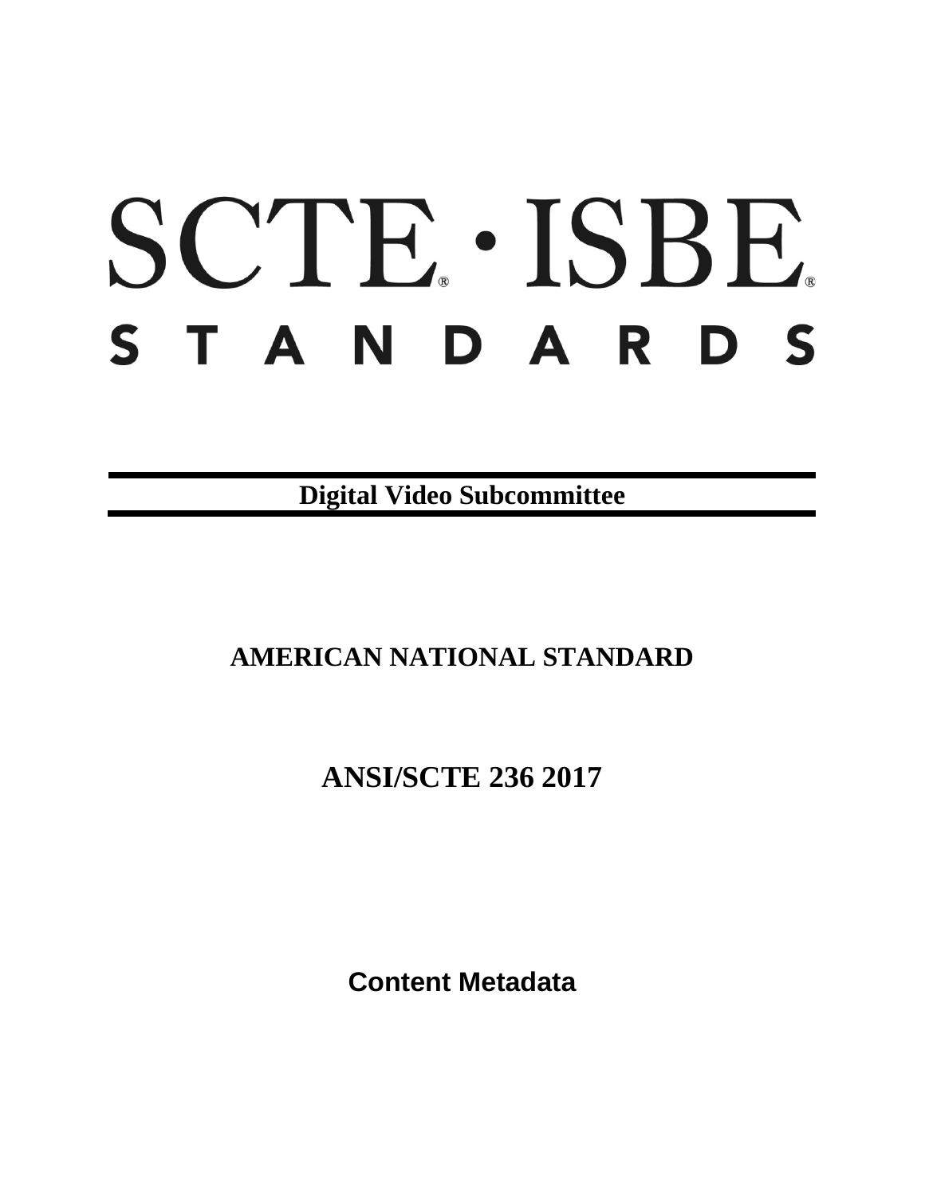# SCTE · ISBE STANDARDS

**Digital Video Subcommittee**

**AMERICAN NATIONAL STANDARD**

**ANSI/SCTE 236 2017**

**Content Metadata**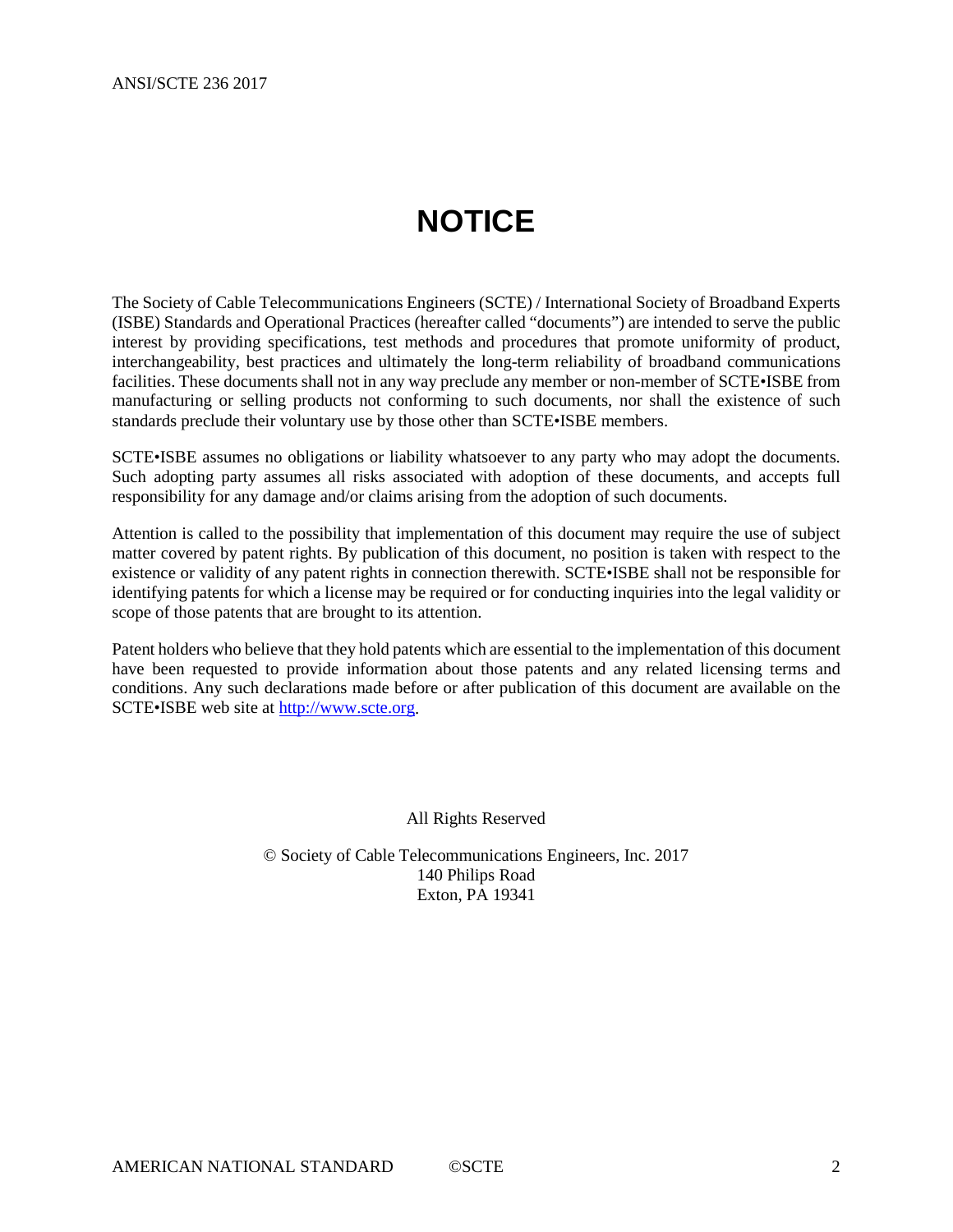# NOTICE

The Society of Cable Telecommunications Engineers (SCTE) / International Society of Broadband Experts (ISBE) Standards and Operational Practices (hereafter called "documents") are intended to serve the public interest by providing specifications, test methods and procedures that promote uniformity of product, interchangeability, best practices and ultimately the long-term reliability of broadband communications facilities. These documents shall not in any way preclude any member or non-member of SCTE•ISBE from manufacturing or selling products not conforming to such documents, nor shall the existence of such standards preclude their voluntary use by those other than SCTE•ISBE members.

SCTE•ISBE assumes no obligations or liability whatsoever to any party who may adopt the documents. Such adopting party assumes all risks associated with adoption of these documents, and accepts full responsibility for any damage and/or claims arising from the adoption of such documents.

Attention is called to the possibility that implementation of this document may require the use of subject matter covered by patent rights. By publication of this document, no position is taken with respect to the existence or validity of any patent rights in connection therewith. SCTE•ISBE shall not be responsible for identifying patents for which a license may be required or for conducting inquiries into the legal validity or scope of those patents that are brought to its attention.

Patent holders who believe that they hold patents which are essential to the implementation of this document have been requested to provide information about those patents and any related licensing terms and conditions. Any such declarations made before or after publication of this document are available on the SCTE•ISBE web site at http://www.scte.org.

All Rights Reserved

© Society of Cable Telecommunications Engineers, Inc. 2017
140 Philips Road
Exton, PA 19341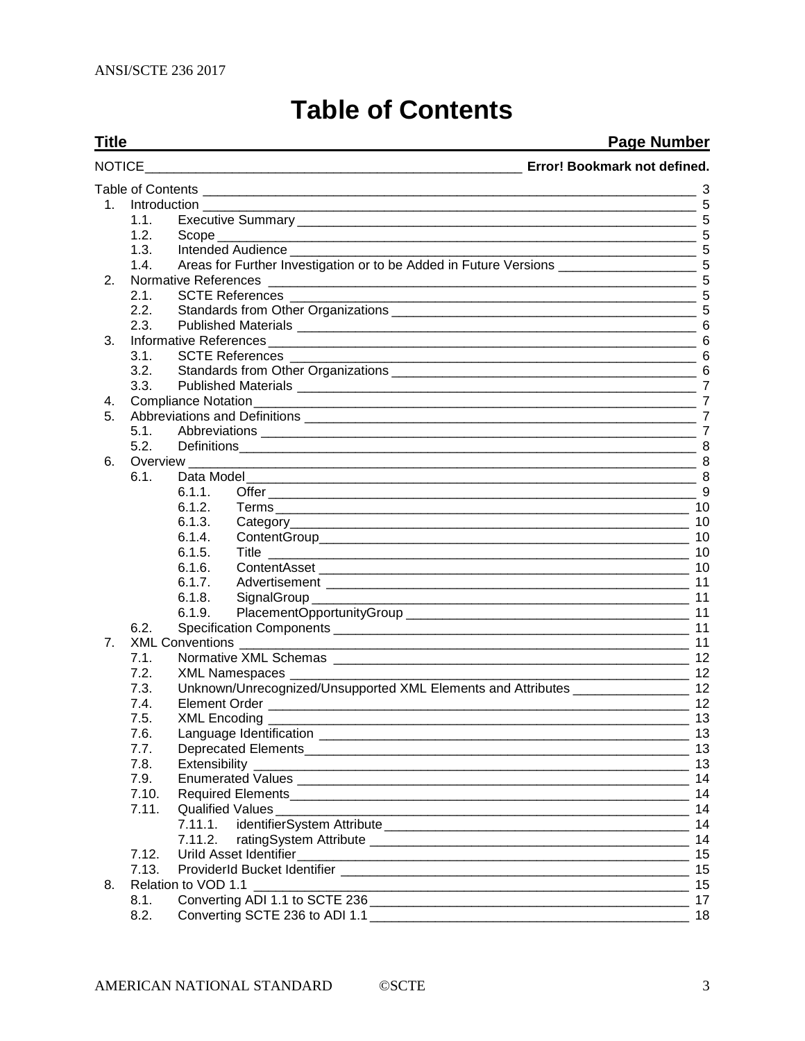# Table of Contents

| Title | Page Number |
| --- | --- |
| NOTICE | Error! Bookmark not defined. |
| Table of Contents | 3 |
| 1. Introduction | 5 |
| 1.1. Executive Summary | 5 |
| 1.2. Scope | 5 |
| 1.3. Intended Audience | 5 |
| 1.4. Areas for Further Investigation or to be Added in Future Versions | 5 |
| 2. Normative References | 5 |
| 2.1. SCTE References | 5 |
| 2.2. Standards from Other Organizations | 5 |
| 2.3. Published Materials | 6 |
| 3. Informative References | 6 |
| 3.1. SCTE References | 6 |
| 3.2. Standards from Other Organizations | 6 |
| 3.3. Published Materials | 7 |
| 4. Compliance Notation | 7 |
| 5. Abbreviations and Definitions | 7 |
| 5.1. Abbreviations | 7 |
| 5.2. Definitions | 8 |
| 6. Overview | 8 |
| 6.1. Data Model | 8 |
| 6.1.1. Offer | 9 |
| 6.1.2. Terms | 10 |
| 6.1.3. Category | 10 |
| 6.1.4. ContentGroup | 10 |
| 6.1.5. Title | 10 |
| 6.1.6. ContentAsset | 10 |
| 6.1.7. Advertisement | 11 |
| 6.1.8. SignalGroup | 11 |
| 6.1.9. PlacementOpportunityGroup | 11 |
| 6.2. Specification Components | 11 |
| 7. XML Conventions | 11 |
| 7.1. Normative XML Schemas | 12 |
| 7.2. XML Namespaces | 12 |
| 7.3. Unknown/Unrecognized/Unsupported XML Elements and Attributes | 12 |
| 7.4. Element Order | 12 |
| 7.5. XML Encoding | 13 |
| 7.6. Language Identification | 13 |
| 7.7. Deprecated Elements | 13 |
| 7.8. Extensibility | 13 |
| 7.9. Enumerated Values | 14 |
| 7.10. Required Elements | 14 |
| 7.11. Qualified Values | 14 |
| 7.11.1. identifierSystem Attribute | 14 |
| 7.11.2. ratingSystem Attribute | 14 |
| 7.12. UrlId Asset Identifier | 15 |
| 7.13. ProviderId Bucket Identifier | 15 |
| 8. Relation to VOD 1.1 | 15 |
| 8.1. Converting ADI 1.1 to SCTE 236 | 17 |
| 8.2. Converting SCTE 236 to ADI 1.1 | 18 |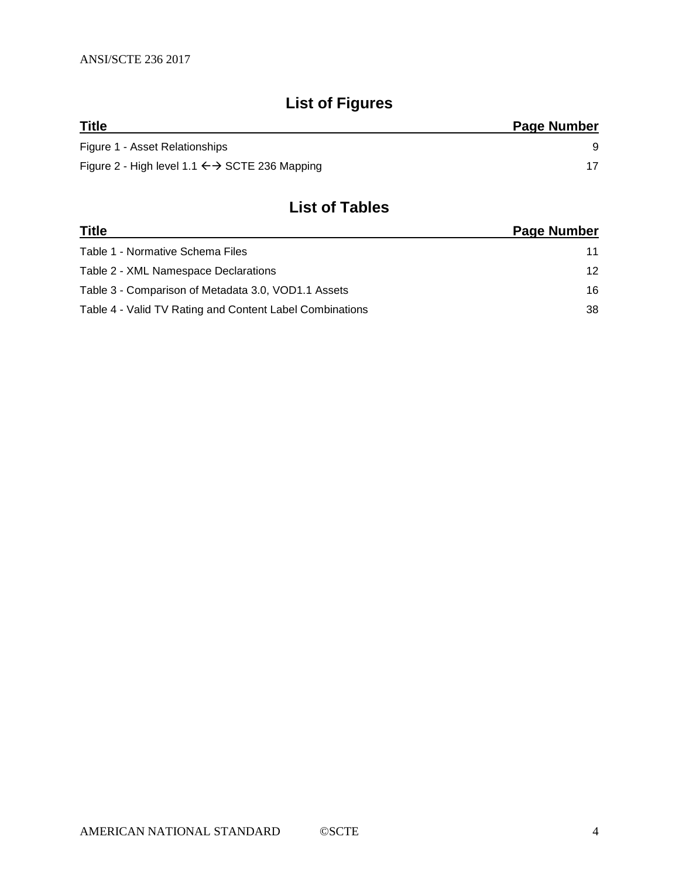## List of Figures

| Title | Page Number |
| --- | --- |
| Figure 1 - Asset Relationships | 9 |
| Figure 2 - High level 1.1 ←→ SCTE 236 Mapping | 17 |

## List of Tables

| Title | Page Number |
| --- | --- |
| Table 1 - Normative Schema Files | 11 |
| Table 2 - XML Namespace Declarations | 12 |
| Table 3 - Comparison of Metadata 3.0, VOD1.1 Assets | 16 |
| Table 4 - Valid TV Rating and Content Label Combinations | 38 |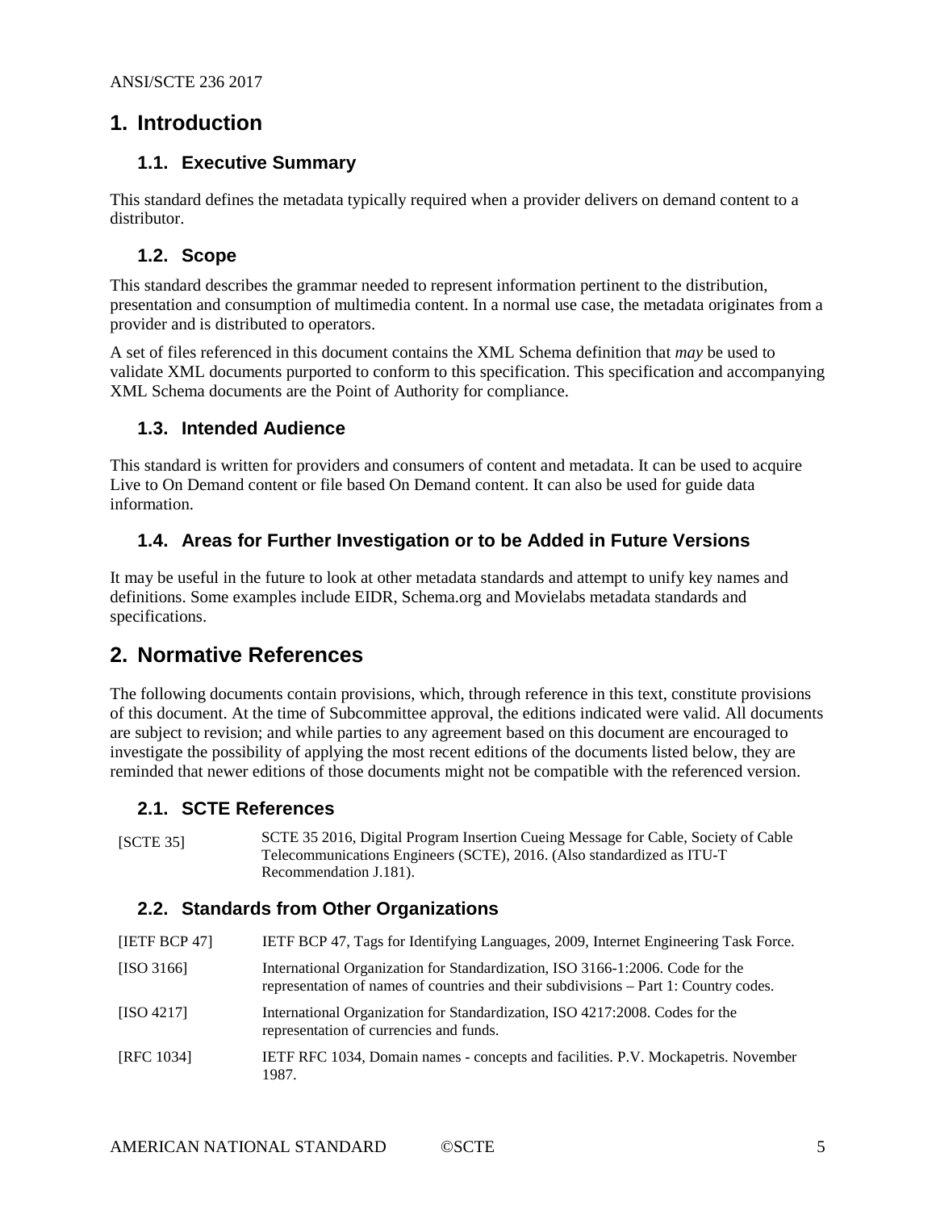# 1. Introduction

## 1.1. Executive Summary

This standard defines the metadata typically required when a provider delivers on demand content to a distributor.

## 1.2. Scope

This standard describes the grammar needed to represent information pertinent to the distribution, presentation and consumption of multimedia content. In a normal use case, the metadata originates from a provider and is distributed to operators.

A set of files referenced in this document contains the XML Schema definition that *may* be used to validate XML documents purported to conform to this specification. This specification and accompanying XML Schema documents are the Point of Authority for compliance.

## 1.3. Intended Audience

This standard is written for providers and consumers of content and metadata. It can be used to acquire Live to On Demand content or file based On Demand content. It can also be used for guide data information.

## 1.4. Areas for Further Investigation or to be Added in Future Versions

It may be useful in the future to look at other metadata standards and attempt to unify key names and definitions. Some examples include EIDR, Schema.org and Movielabs metadata standards and specifications.

# 2. Normative References

The following documents contain provisions, which, through reference in this text, constitute provisions of this document. At the time of Subcommittee approval, the editions indicated were valid. All documents are subject to revision; and while parties to any agreement based on this document are encouraged to investigate the possibility of applying the most recent editions of the documents listed below, they are reminded that newer editions of those documents might not be compatible with the referenced version.

## 2.1. SCTE References

| | |
|---|---|
| [SCTE 35] | SCTE 35 2016, Digital Program Insertion Cueing Message for Cable, Society of Cable Telecommunications Engineers (SCTE), 2016. (Also standardized as ITU-T Recommendation J.181). |

## 2.2. Standards from Other Organizations

| | |
|---|---|
| [IETF BCP 47] | IETF BCP 47, Tags for Identifying Languages, 2009, Internet Engineering Task Force. |
| [ISO 3166] | International Organization for Standardization, ISO 3166-1:2006. Code for the representation of names of countries and their subdivisions – Part 1: Country codes. |
| [ISO 4217] | International Organization for Standardization, ISO 4217:2008. Codes for the representation of currencies and funds. |
| [RFC 1034] | IETF RFC 1034, Domain names - concepts and facilities. P.V. Mockapetris. November 1987. |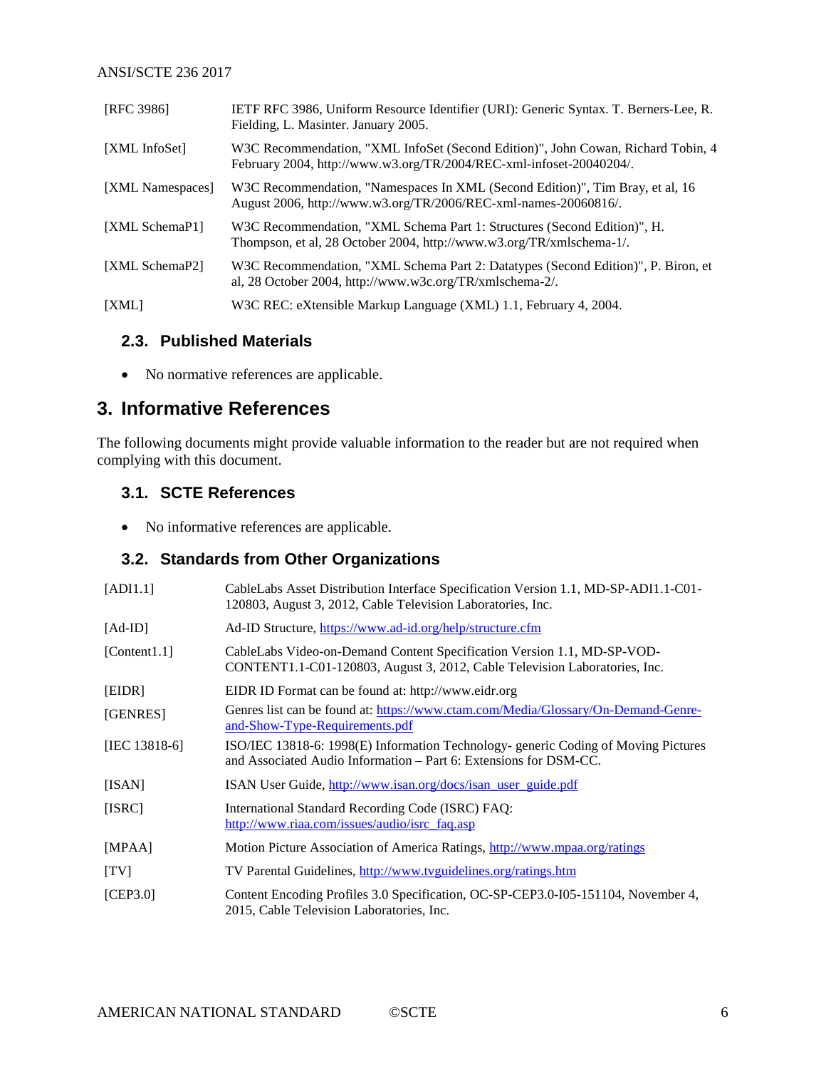| | |
|---|---|
| [RFC 3986] | IETF RFC 3986, Uniform Resource Identifier (URI): Generic Syntax. T. Berners-Lee, R. Fielding, L. Masinter. January 2005. |
| [XML InfoSet] | W3C Recommendation, "XML InfoSet (Second Edition)", John Cowan, Richard Tobin, 4 February 2004, http://www.w3.org/TR/2004/REC-xml-infoset-20040204/. |
| [XML Namespaces] | W3C Recommendation, "Namespaces In XML (Second Edition)", Tim Bray, et al, 16 August 2006, http://www.w3.org/TR/2006/REC-xml-names-20060816/. |
| [XML SchemaP1] | W3C Recommendation, "XML Schema Part 1: Structures (Second Edition)", H. Thompson, et al, 28 October 2004, http://www.w3.org/TR/xmlschema-1/. |
| [XML SchemaP2] | W3C Recommendation, "XML Schema Part 2: Datatypes (Second Edition)", P. Biron, et al, 28 October 2004, http://www.w3c.org/TR/xmlschema-2/. |
| [XML] | W3C REC: eXtensible Markup Language (XML) 1.1, February 4, 2004. |

### 2.3. Published Materials

- No normative references are applicable.

## 3. Informative References

The following documents might provide valuable information to the reader but are not required when complying with this document.

### 3.1. SCTE References

- No informative references are applicable.

### 3.2. Standards from Other Organizations

| | |
|---|---|
| [ADI1.1] | CableLabs Asset Distribution Interface Specification Version 1.1, MD-SP-ADI1.1-C01-120803, August 3, 2012, Cable Television Laboratories, Inc. |
| [Ad-ID] | Ad-ID Structure, https://www.ad-id.org/help/structure.cfm |
| [Content1.1] | CableLabs Video-on-Demand Content Specification Version 1.1, MD-SP-VOD-CONTENT1.1-C01-120803, August 3, 2012, Cable Television Laboratories, Inc. |
| [EIDR] | EIDR ID Format can be found at: http://www.eidr.org |
| [GENRES] | Genres list can be found at: https://www.ctam.com/Media/Glossary/On-Demand-Genre-and-Show-Type-Requirements.pdf |
| [IEC 13818-6] | ISO/IEC 13818-6: 1998(E) Information Technology- generic Coding of Moving Pictures and Associated Audio Information – Part 6: Extensions for DSM-CC. |
| [ISAN] | ISAN User Guide, http://www.isan.org/docs/isan_user_guide.pdf |
| [ISRC] | International Standard Recording Code (ISRC) FAQ: http://www.riaa.com/issues/audio/isrc_faq.asp |
| [MPAA] | Motion Picture Association of America Ratings, http://www.mpaa.org/ratings |
| [TV] | TV Parental Guidelines, http://www.tvguidelines.org/ratings.htm |
| [CEP3.0] | Content Encoding Profiles 3.0 Specification, OC-SP-CEP3.0-I05-151104, November 4, 2015, Cable Television Laboratories, Inc. |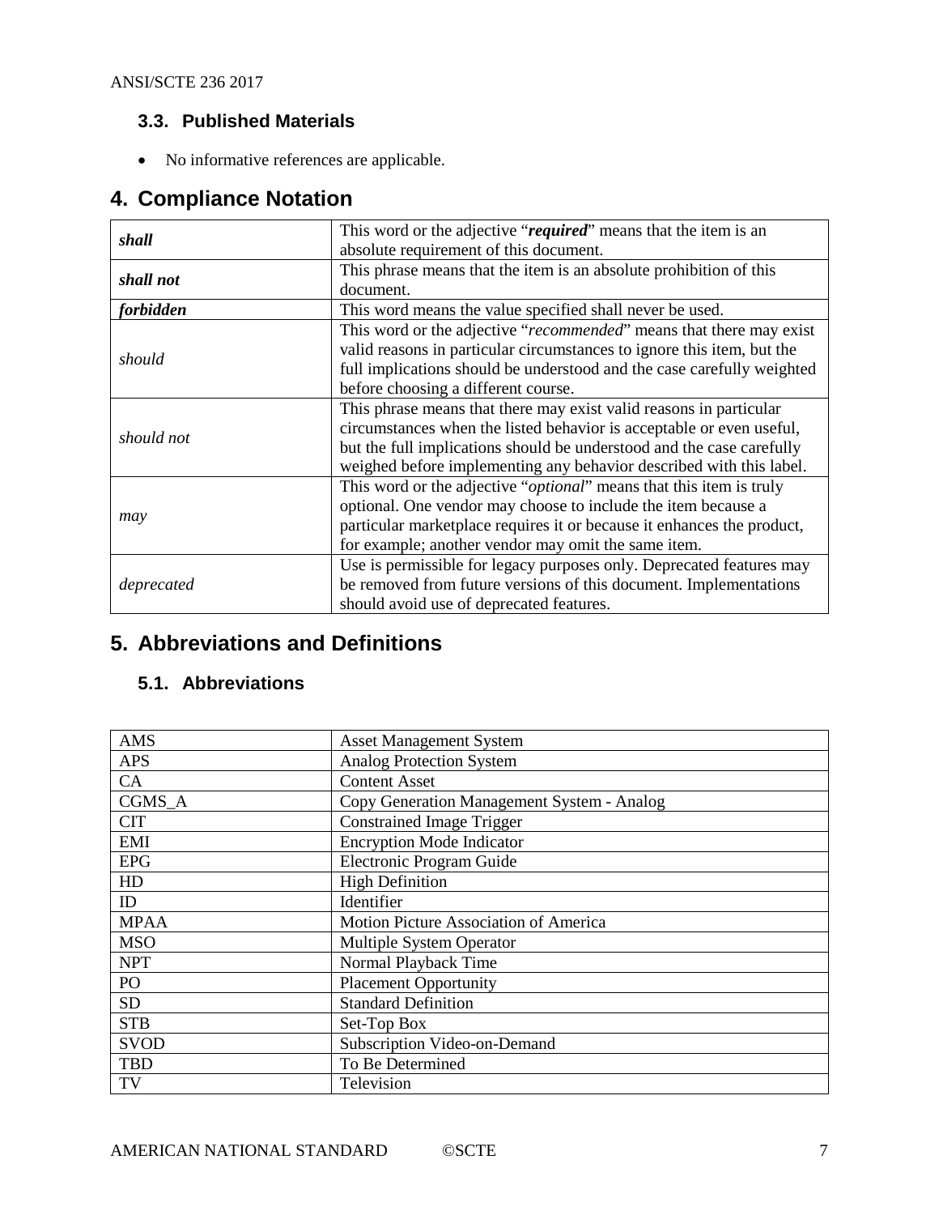## 3.3. Published Materials

- No informative references are applicable.

# 4. Compliance Notation

| | |
|---|---|
| ***shall*** | This word or the adjective "***required***" means that the item is an absolute requirement of this document. |
| ***shall not*** | This phrase means that the item is an absolute prohibition of this document. |
| ***forbidden*** | This word means the value specified shall never be used. |
| *should* | This word or the adjective "*recommended*" means that there may exist valid reasons in particular circumstances to ignore this item, but the full implications should be understood and the case carefully weighted before choosing a different course. |
| *should not* | This phrase means that there may exist valid reasons in particular circumstances when the listed behavior is acceptable or even useful, but the full implications should be understood and the case carefully weighed before implementing any behavior described with this label. |
| *may* | This word or the adjective "*optional*" means that this item is truly optional. One vendor may choose to include the item because a particular marketplace requires it or because it enhances the product, for example; another vendor may omit the same item. |
| *deprecated* | Use is permissible for legacy purposes only. Deprecated features may be removed from future versions of this document. Implementations should avoid use of deprecated features. |

# 5. Abbreviations and Definitions

## 5.1. Abbreviations

| | |
|---|---|
| AMS | Asset Management System |
| APS | Analog Protection System |
| CA | Content Asset |
| CGMS_A | Copy Generation Management System - Analog |
| CIT | Constrained Image Trigger |
| EMI | Encryption Mode Indicator |
| EPG | Electronic Program Guide |
| HD | High Definition |
| ID | Identifier |
| MPAA | Motion Picture Association of America |
| MSO | Multiple System Operator |
| NPT | Normal Playback Time |
| PO | Placement Opportunity |
| SD | Standard Definition |
| STB | Set-Top Box |
| SVOD | Subscription Video-on-Demand |
| TBD | To Be Determined |
| TV | Television |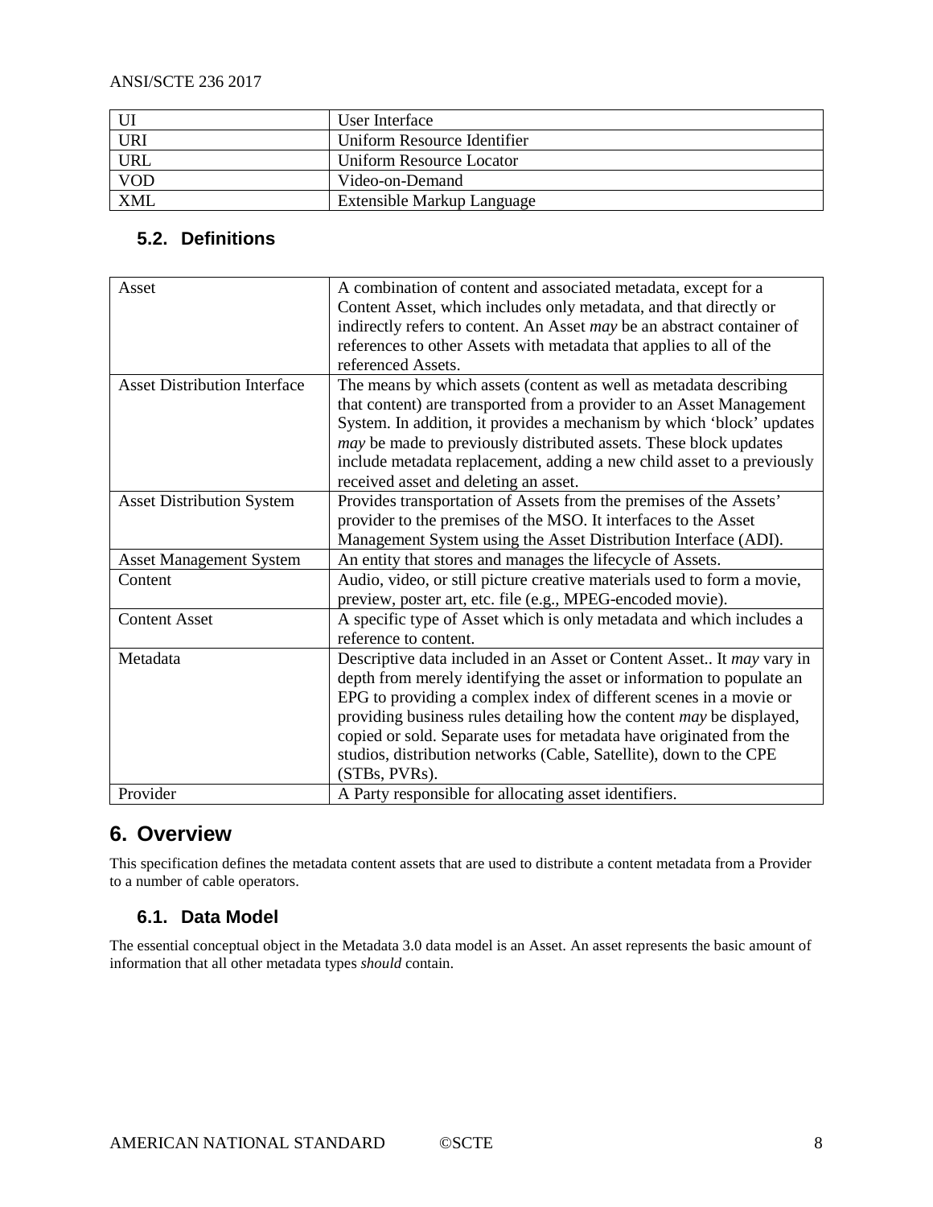| UI | User Interface |
| --- | --- |
| URI | Uniform Resource Identifier |
| URL | Uniform Resource Locator |
| VOD | Video-on-Demand |
| XML | Extensible Markup Language |

## 5.2. Definitions

| Asset | A combination of content and associated metadata, except for a Content Asset, which includes only metadata, and that directly or indirectly refers to content. An Asset *may* be an abstract container of references to other Assets with metadata that applies to all of the referenced Assets. |
| --- | --- |
| Asset Distribution Interface | The means by which assets (content as well as metadata describing that content) are transported from a provider to an Asset Management System. In addition, it provides a mechanism by which 'block' updates *may* be made to previously distributed assets. These block updates include metadata replacement, adding a new child asset to a previously received asset and deleting an asset. |
| Asset Distribution System | Provides transportation of Assets from the premises of the Assets' provider to the premises of the MSO. It interfaces to the Asset Management System using the Asset Distribution Interface (ADI). |
| Asset Management System | An entity that stores and manages the lifecycle of Assets. |
| Content | Audio, video, or still picture creative materials used to form a movie, preview, poster art, etc. file (e.g., MPEG-encoded movie). |
| Content Asset | A specific type of Asset which is only metadata and which includes a reference to content. |
| Metadata | Descriptive data included in an Asset or Content Asset.. It *may* vary in depth from merely identifying the asset or information to populate an EPG to providing a complex index of different scenes in a movie or providing business rules detailing how the content *may* be displayed, copied or sold. Separate uses for metadata have originated from the studios, distribution networks (Cable, Satellite), down to the CPE (STBs, PVRs). |
| Provider | A Party responsible for allocating asset identifiers. |

# 6. Overview

This specification defines the metadata content assets that are used to distribute a content metadata from a Provider to a number of cable operators.

## 6.1. Data Model

The essential conceptual object in the Metadata 3.0 data model is an Asset. An asset represents the basic amount of information that all other metadata types *should* contain.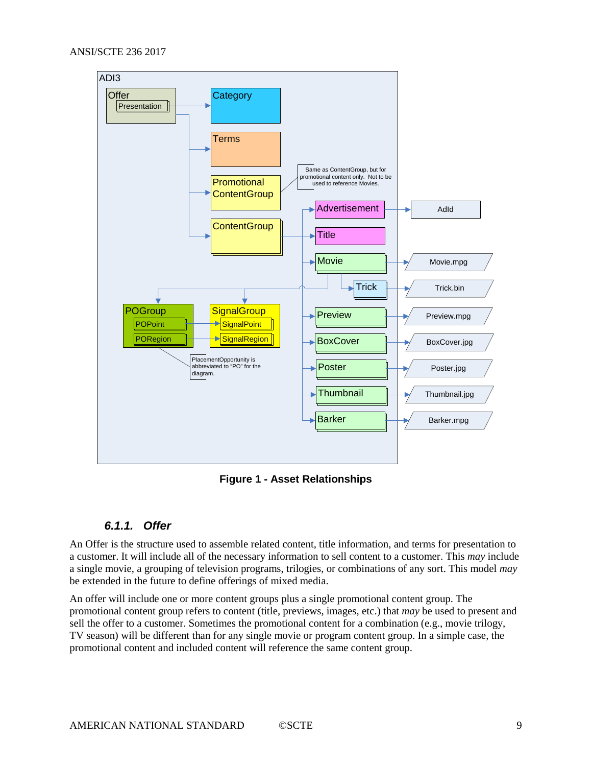ADI3

Offer
Presentation

Category

Terms

Promotional ContentGroup

ContentGroup

Same as ContentGroup, but for promotional content only. Not to be used to reference Movies.

Advertisement → AdId

Title

Movie → Movie.mpg

Trick → Trick.bin

POGroup
POPoint
PORegion

SignalGroup
SignalPoint
SignalRegion

PlacementOpportunity is abbreviated to "PO" for the diagram.

Preview → Preview.mpg

BoxCover → BoxCover.jpg

Poster → Poster.jpg

Thumbnail → Thumbnail.jpg

Barker → Barker.mpg

**Figure 1 - Asset Relationships**

### 6.1.1. Offer

An Offer is the structure used to assemble related content, title information, and terms for presentation to a customer. It will include all of the necessary information to sell content to a customer. This *may* include a single movie, a grouping of television programs, trilogies, or combinations of any sort. This model *may* be extended in the future to define offerings of mixed media.

An offer will include one or more content groups plus a single promotional content group. The promotional content group refers to content (title, previews, images, etc.) that *may* be used to present and sell the offer to a customer. Sometimes the promotional content for a combination (e.g., movie trilogy, TV season) will be different than for any single movie or program content group. In a simple case, the promotional content and included content will reference the same content group.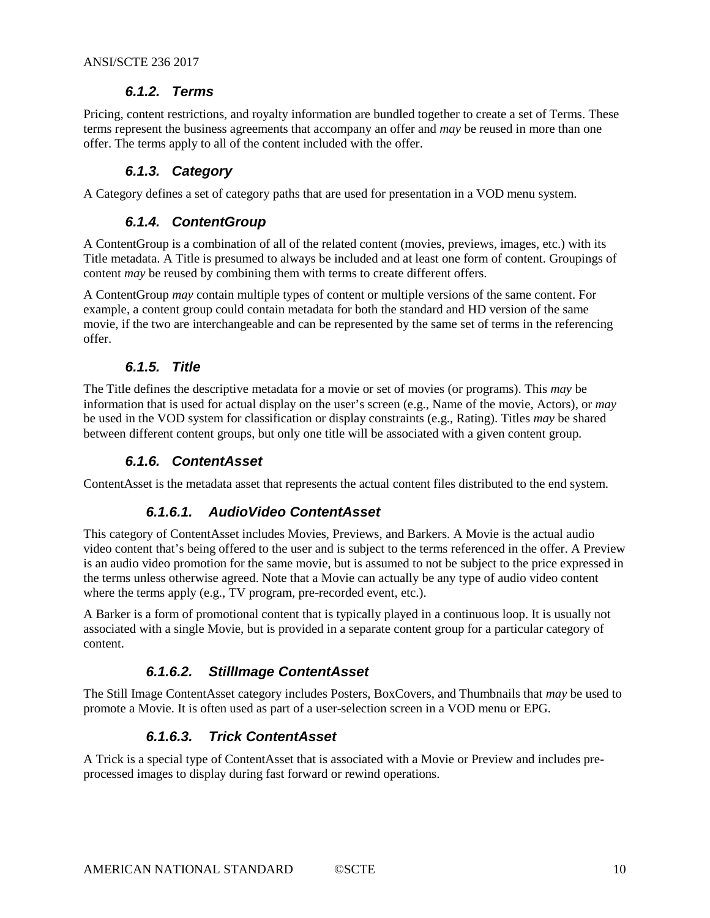### 6.1.2. Terms

Pricing, content restrictions, and royalty information are bundled together to create a set of Terms. These terms represent the business agreements that accompany an offer and *may* be reused in more than one offer. The terms apply to all of the content included with the offer.

### 6.1.3. Category

A Category defines a set of category paths that are used for presentation in a VOD menu system.

### 6.1.4. ContentGroup

A ContentGroup is a combination of all of the related content (movies, previews, images, etc.) with its Title metadata. A Title is presumed to always be included and at least one form of content. Groupings of content *may* be reused by combining them with terms to create different offers.

A ContentGroup *may* contain multiple types of content or multiple versions of the same content. For example, a content group could contain metadata for both the standard and HD version of the same movie, if the two are interchangeable and can be represented by the same set of terms in the referencing offer.

### 6.1.5. Title

The Title defines the descriptive metadata for a movie or set of movies (or programs). This *may* be information that is used for actual display on the user's screen (e.g., Name of the movie, Actors), or *may* be used in the VOD system for classification or display constraints (e.g., Rating). Titles *may* be shared between different content groups, but only one title will be associated with a given content group.

### 6.1.6. ContentAsset

ContentAsset is the metadata asset that represents the actual content files distributed to the end system.

#### 6.1.6.1. AudioVideo ContentAsset

This category of ContentAsset includes Movies, Previews, and Barkers. A Movie is the actual audio video content that's being offered to the user and is subject to the terms referenced in the offer. A Preview is an audio video promotion for the same movie, but is assumed to not be subject to the price expressed in the terms unless otherwise agreed. Note that a Movie can actually be any type of audio video content where the terms apply (e.g., TV program, pre-recorded event, etc.).

A Barker is a form of promotional content that is typically played in a continuous loop. It is usually not associated with a single Movie, but is provided in a separate content group for a particular category of content.

#### 6.1.6.2. StillImage ContentAsset

The Still Image ContentAsset category includes Posters, BoxCovers, and Thumbnails that *may* be used to promote a Movie. It is often used as part of a user-selection screen in a VOD menu or EPG.

#### 6.1.6.3. Trick ContentAsset

A Trick is a special type of ContentAsset that is associated with a Movie or Preview and includes pre-processed images to display during fast forward or rewind operations.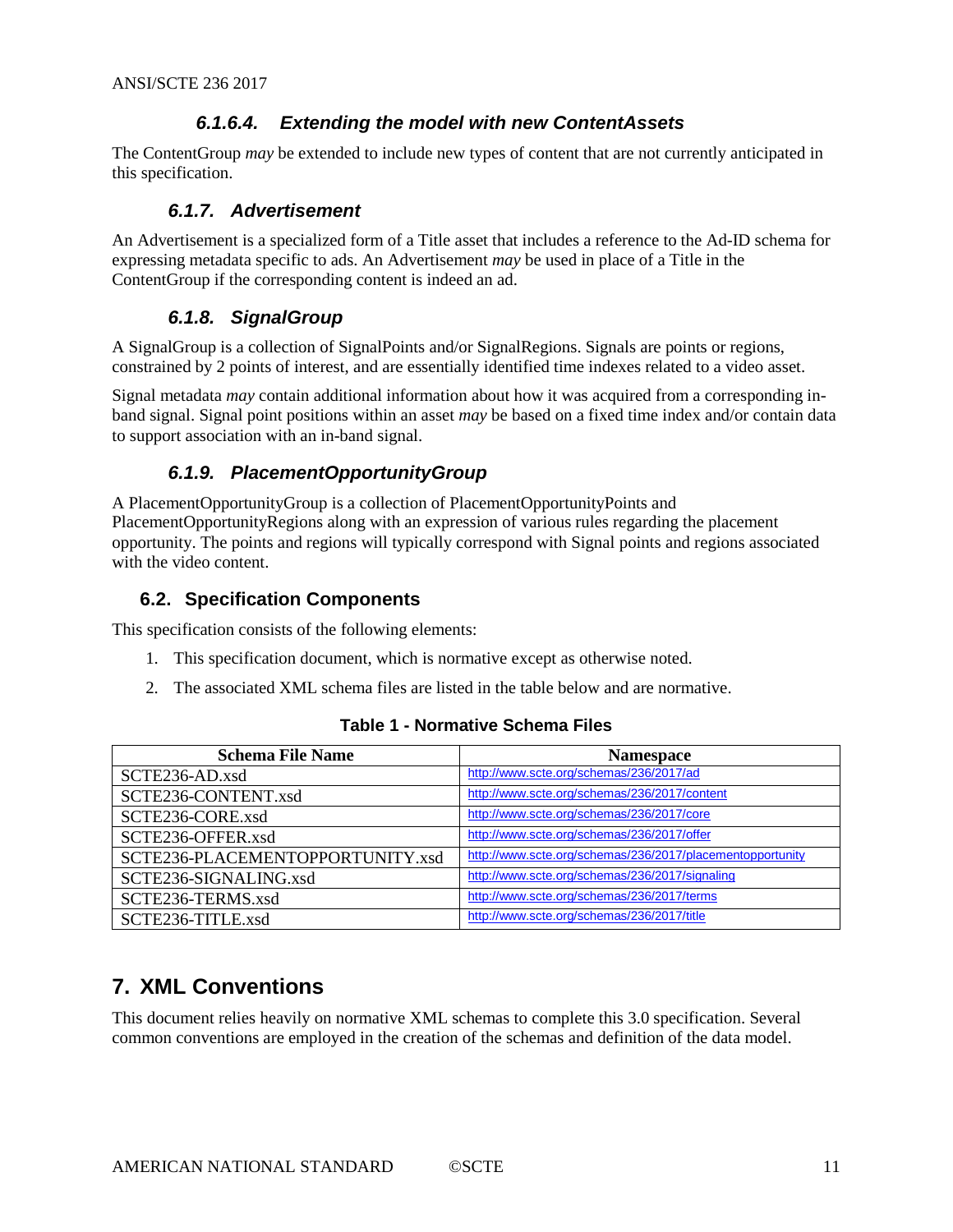#### 6.1.6.4. Extending the model with new ContentAssets

The ContentGroup *may* be extended to include new types of content that are not currently anticipated in this specification.

### 6.1.7. Advertisement

An Advertisement is a specialized form of a Title asset that includes a reference to the Ad-ID schema for expressing metadata specific to ads. An Advertisement *may* be used in place of a Title in the ContentGroup if the corresponding content is indeed an ad.

### 6.1.8. SignalGroup

A SignalGroup is a collection of SignalPoints and/or SignalRegions. Signals are points or regions, constrained by 2 points of interest, and are essentially identified time indexes related to a video asset.

Signal metadata *may* contain additional information about how it was acquired from a corresponding in-band signal. Signal point positions within an asset *may* be based on a fixed time index and/or contain data to support association with an in-band signal.

### 6.1.9. PlacementOpportunityGroup

A PlacementOpportunityGroup is a collection of PlacementOpportunityPoints and PlacementOpportunityRegions along with an expression of various rules regarding the placement opportunity. The points and regions will typically correspond with Signal points and regions associated with the video content.

## 6.2. Specification Components

This specification consists of the following elements:

1. This specification document, which is normative except as otherwise noted.
2. The associated XML schema files are listed in the table below and are normative.

**Table 1 - Normative Schema Files**

| Schema File Name | Namespace |
|---|---|
| SCTE236-AD.xsd | http://www.scte.org/schemas/236/2017/ad |
| SCTE236-CONTENT.xsd | http://www.scte.org/schemas/236/2017/content |
| SCTE236-CORE.xsd | http://www.scte.org/schemas/236/2017/core |
| SCTE236-OFFER.xsd | http://www.scte.org/schemas/236/2017/offer |
| SCTE236-PLACEMENTOPPORTUNITY.xsd | http://www.scte.org/schemas/236/2017/placementopportunity |
| SCTE236-SIGNALING.xsd | http://www.scte.org/schemas/236/2017/signaling |
| SCTE236-TERMS.xsd | http://www.scte.org/schemas/236/2017/terms |
| SCTE236-TITLE.xsd | http://www.scte.org/schemas/236/2017/title |

# 7. XML Conventions

This document relies heavily on normative XML schemas to complete this 3.0 specification. Several common conventions are employed in the creation of the schemas and definition of the data model.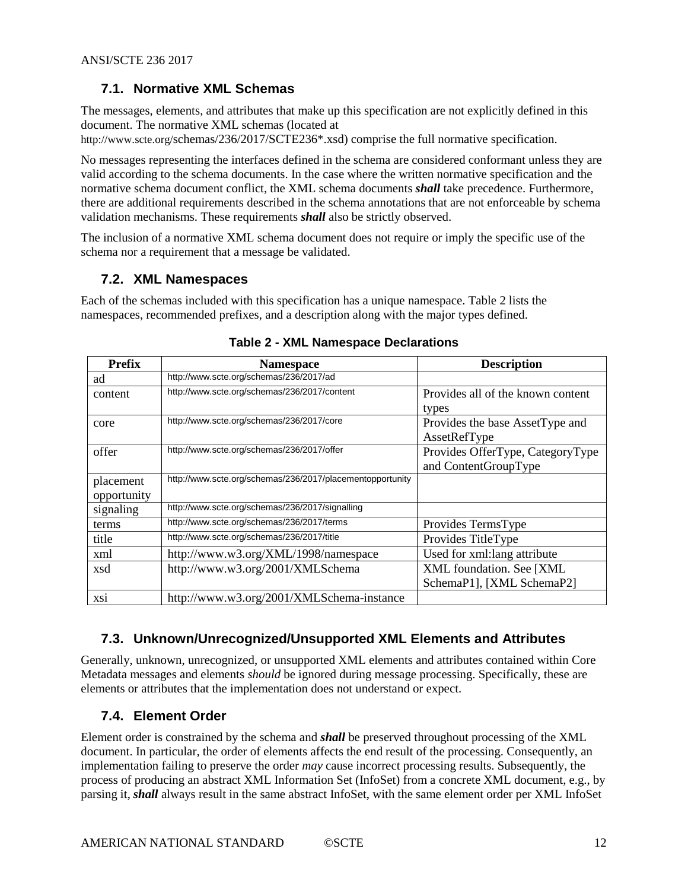## 7.1. Normative XML Schemas

The messages, elements, and attributes that make up this specification are not explicitly defined in this document. The normative XML schemas (located at http://www.scte.org/schemas/236/2017/SCTE236*.xsd) comprise the full normative specification.

No messages representing the interfaces defined in the schema are considered conformant unless they are valid according to the schema documents. In the case where the written normative specification and the normative schema document conflict, the XML schema documents ***shall*** take precedence. Furthermore, there are additional requirements described in the schema annotations that are not enforceable by schema validation mechanisms. These requirements ***shall*** also be strictly observed.

The inclusion of a normative XML schema document does not require or imply the specific use of the schema nor a requirement that a message be validated.

## 7.2. XML Namespaces

Each of the schemas included with this specification has a unique namespace. Table 2 lists the namespaces, recommended prefixes, and a description along with the major types defined.

**Table 2 - XML Namespace Declarations**

| Prefix | Namespace | Description |
|---|---|---|
| ad | http://www.scte.org/schemas/236/2017/ad | |
| content | http://www.scte.org/schemas/236/2017/content | Provides all of the known content types |
| core | http://www.scte.org/schemas/236/2017/core | Provides the base AssetType and AssetRefType |
| offer | http://www.scte.org/schemas/236/2017/offer | Provides OfferType, CategoryType and ContentGroupType |
| placement opportunity | http://www.scte.org/schemas/236/2017/placementopportunity | |
| signaling | http://www.scte.org/schemas/236/2017/signalling | |
| terms | http://www.scte.org/schemas/236/2017/terms | Provides TermsType |
| title | http://www.scte.org/schemas/236/2017/title | Provides TitleType |
| xml | http://www.w3.org/XML/1998/namespace | Used for xml:lang attribute |
| xsd | http://www.w3.org/2001/XMLSchema | XML foundation. See [XML SchemaP1], [XML SchemaP2] |
| xsi | http://www.w3.org/2001/XMLSchema-instance | |

## 7.3. Unknown/Unrecognized/Unsupported XML Elements and Attributes

Generally, unknown, unrecognized, or unsupported XML elements and attributes contained within Core Metadata messages and elements *should* be ignored during message processing. Specifically, these are elements or attributes that the implementation does not understand or expect.

## 7.4. Element Order

Element order is constrained by the schema and ***shall*** be preserved throughout processing of the XML document. In particular, the order of elements affects the end result of the processing. Consequently, an implementation failing to preserve the order *may* cause incorrect processing results. Subsequently, the process of producing an abstract XML Information Set (InfoSet) from a concrete XML document, e.g., by parsing it, ***shall*** always result in the same abstract InfoSet, with the same element order per XML InfoSet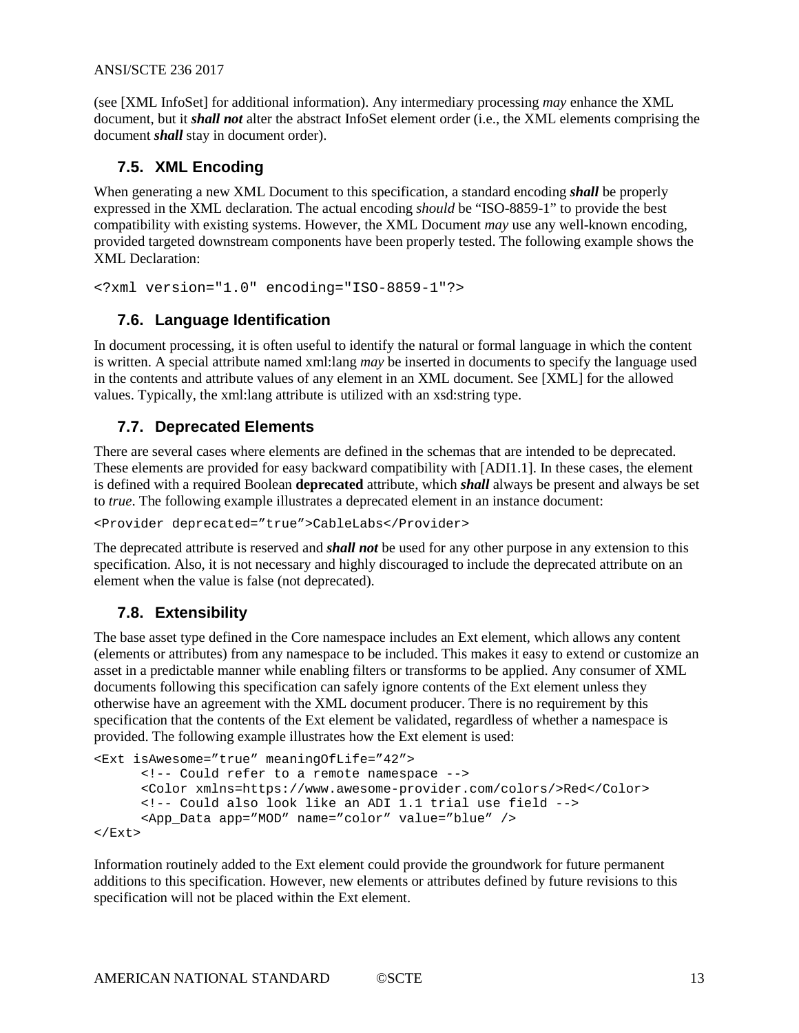(see [XML InfoSet] for additional information). Any intermediary processing *may* enhance the XML document, but it ***shall not*** alter the abstract InfoSet element order (i.e., the XML elements comprising the document ***shall*** stay in document order).

## 7.5. XML Encoding

When generating a new XML Document to this specification, a standard encoding ***shall*** be properly expressed in the XML declaration. The actual encoding *should* be "ISO-8859-1" to provide the best compatibility with existing systems. However, the XML Document *may* use any well-known encoding, provided targeted downstream components have been properly tested. The following example shows the XML Declaration:

```
<?xml version="1.0" encoding="ISO-8859-1"?>
```

## 7.6. Language Identification

In document processing, it is often useful to identify the natural or formal language in which the content is written. A special attribute named xml:lang *may* be inserted in documents to specify the language used in the contents and attribute values of any element in an XML document. See [XML] for the allowed values. Typically, the xml:lang attribute is utilized with an xsd:string type.

## 7.7. Deprecated Elements

There are several cases where elements are defined in the schemas that are intended to be deprecated. These elements are provided for easy backward compatibility with [ADI1.1]. In these cases, the element is defined with a required Boolean **deprecated** attribute, which ***shall*** always be present and always be set to *true*. The following example illustrates a deprecated element in an instance document:

```
<Provider deprecated="true">CableLabs</Provider>
```

The deprecated attribute is reserved and ***shall not*** be used for any other purpose in any extension to this specification. Also, it is not necessary and highly discouraged to include the deprecated attribute on an element when the value is false (not deprecated).

## 7.8. Extensibility

The base asset type defined in the Core namespace includes an Ext element, which allows any content (elements or attributes) from any namespace to be included. This makes it easy to extend or customize an asset in a predictable manner while enabling filters or transforms to be applied. Any consumer of XML documents following this specification can safely ignore contents of the Ext element unless they otherwise have an agreement with the XML document producer. There is no requirement by this specification that the contents of the Ext element be validated, regardless of whether a namespace is provided. The following example illustrates how the Ext element is used:

```
<Ext isAwesome="true" meaningOfLife="42">
      <!-- Could refer to a remote namespace -->
      <Color xmlns=https://www.awesome-provider.com/colors/>Red</Color>
      <!-- Could also look like an ADI 1.1 trial use field -->
      <App_Data app="MOD" name="color" value="blue" />
</Ext>
```

Information routinely added to the Ext element could provide the groundwork for future permanent additions to this specification. However, new elements or attributes defined by future revisions to this specification will not be placed within the Ext element.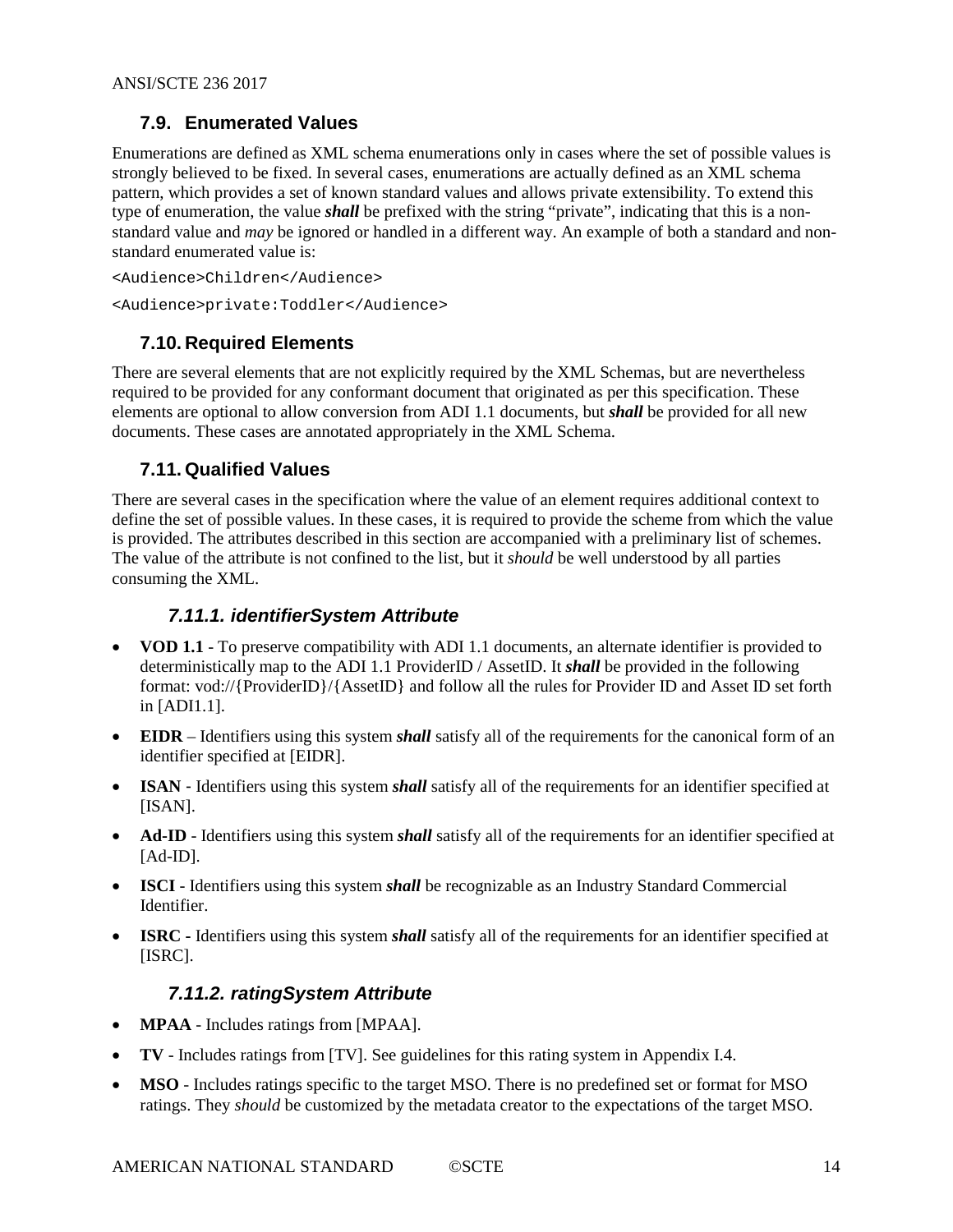## 7.9. Enumerated Values

Enumerations are defined as XML schema enumerations only in cases where the set of possible values is strongly believed to be fixed. In several cases, enumerations are actually defined as an XML schema pattern, which provides a set of known standard values and allows private extensibility. To extend this type of enumeration, the value ***shall*** be prefixed with the string "private", indicating that this is a non-standard value and *may* be ignored or handled in a different way. An example of both a standard and non-standard enumerated value is:

```
<Audience>Children</Audience>

<Audience>private:Toddler</Audience>
```

## 7.10. Required Elements

There are several elements that are not explicitly required by the XML Schemas, but are nevertheless required to be provided for any conformant document that originated as per this specification. These elements are optional to allow conversion from ADI 1.1 documents, but ***shall*** be provided for all new documents. These cases are annotated appropriately in the XML Schema.

## 7.11. Qualified Values

There are several cases in the specification where the value of an element requires additional context to define the set of possible values. In these cases, it is required to provide the scheme from which the value is provided. The attributes described in this section are accompanied with a preliminary list of schemes. The value of the attribute is not confined to the list, but it *should* be well understood by all parties consuming the XML.

### 7.11.1. identifierSystem Attribute

- **VOD 1.1** - To preserve compatibility with ADI 1.1 documents, an alternate identifier is provided to deterministically map to the ADI 1.1 ProviderID / AssetID. It ***shall*** be provided in the following format: vod://{ProviderID}/{AssetID} and follow all the rules for Provider ID and Asset ID set forth in [ADI1.1].
- **EIDR** – Identifiers using this system ***shall*** satisfy all of the requirements for the canonical form of an identifier specified at [EIDR].
- **ISAN** - Identifiers using this system ***shall*** satisfy all of the requirements for an identifier specified at [ISAN].
- **Ad-ID** - Identifiers using this system ***shall*** satisfy all of the requirements for an identifier specified at [Ad-ID].
- **ISCI** - Identifiers using this system ***shall*** be recognizable as an Industry Standard Commercial Identifier.
- **ISRC -** Identifiers using this system ***shall*** satisfy all of the requirements for an identifier specified at [ISRC].

### 7.11.2. ratingSystem Attribute

- **MPAA** - Includes ratings from [MPAA].
- **TV** - Includes ratings from [TV]. See guidelines for this rating system in Appendix I.4.
- **MSO** - Includes ratings specific to the target MSO. There is no predefined set or format for MSO ratings. They *should* be customized by the metadata creator to the expectations of the target MSO.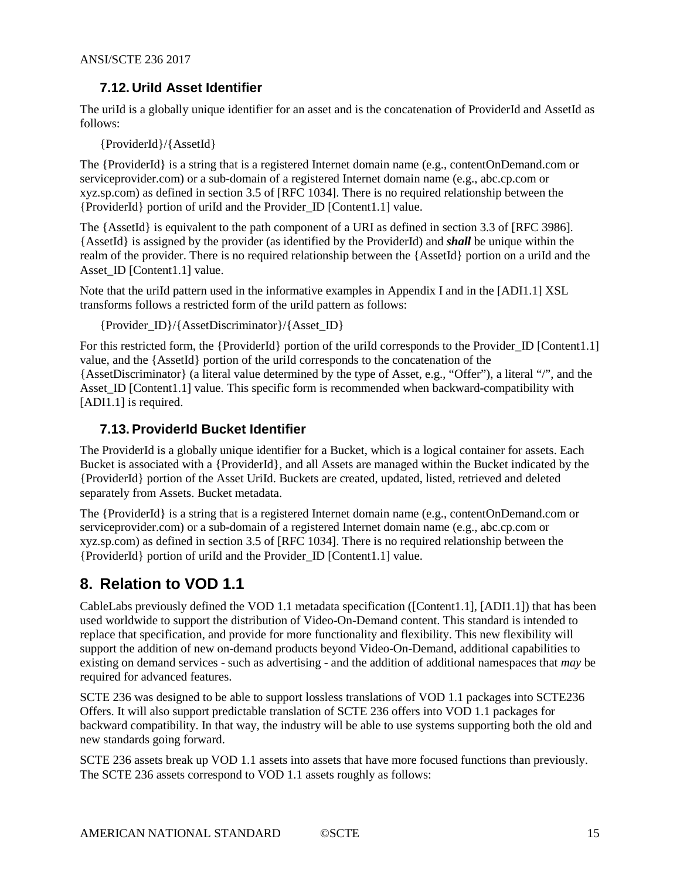### 7.12. UriId Asset Identifier

The uriId is a globally unique identifier for an asset and is the concatenation of ProviderId and AssetId as follows:

{ProviderId}/{AssetId}

The {ProviderId} is a string that is a registered Internet domain name (e.g., contentOnDemand.com or serviceprovider.com) or a sub-domain of a registered Internet domain name (e.g., abc.cp.com or xyz.sp.com) as defined in section 3.5 of [RFC 1034]. There is no required relationship between the {ProviderId} portion of uriId and the Provider_ID [Content1.1] value.

The {AssetId} is equivalent to the path component of a URI as defined in section 3.3 of [RFC 3986]. {AssetId} is assigned by the provider (as identified by the ProviderId) and ***shall*** be unique within the realm of the provider. There is no required relationship between the {AssetId} portion on a uriId and the Asset_ID [Content1.1] value.

Note that the uriId pattern used in the informative examples in Appendix I and in the [ADI1.1] XSL transforms follows a restricted form of the uriId pattern as follows:

{Provider_ID}/{AssetDiscriminator}/{Asset_ID}

For this restricted form, the {ProviderId} portion of the uriId corresponds to the Provider_ID [Content1.1] value, and the {AssetId} portion of the uriId corresponds to the concatenation of the {AssetDiscriminator} (a literal value determined by the type of Asset, e.g., “Offer”), a literal “/”, and the Asset_ID [Content1.1] value. This specific form is recommended when backward-compatibility with [ADI1.1] is required.

### 7.13. ProviderId Bucket Identifier

The ProviderId is a globally unique identifier for a Bucket, which is a logical container for assets. Each Bucket is associated with a {ProviderId}, and all Assets are managed within the Bucket indicated by the {ProviderId} portion of the Asset UriId. Buckets are created, updated, listed, retrieved and deleted separately from Assets. Bucket metadata.

The {ProviderId} is a string that is a registered Internet domain name (e.g., contentOnDemand.com or serviceprovider.com) or a sub-domain of a registered Internet domain name (e.g., abc.cp.com or xyz.sp.com) as defined in section 3.5 of [RFC 1034]. There is no required relationship between the {ProviderId} portion of uriId and the Provider_ID [Content1.1] value.

## 8. Relation to VOD 1.1

CableLabs previously defined the VOD 1.1 metadata specification ([Content1.1], [ADI1.1]) that has been used worldwide to support the distribution of Video-On-Demand content. This standard is intended to replace that specification, and provide for more functionality and flexibility. This new flexibility will support the addition of new on-demand products beyond Video-On-Demand, additional capabilities to existing on demand services - such as advertising - and the addition of additional namespaces that *may* be required for advanced features.

SCTE 236 was designed to be able to support lossless translations of VOD 1.1 packages into SCTE236 Offers. It will also support predictable translation of SCTE 236 offers into VOD 1.1 packages for backward compatibility. In that way, the industry will be able to use systems supporting both the old and new standards going forward.

SCTE 236 assets break up VOD 1.1 assets into assets that have more focused functions than previously. The SCTE 236 assets correspond to VOD 1.1 assets roughly as follows: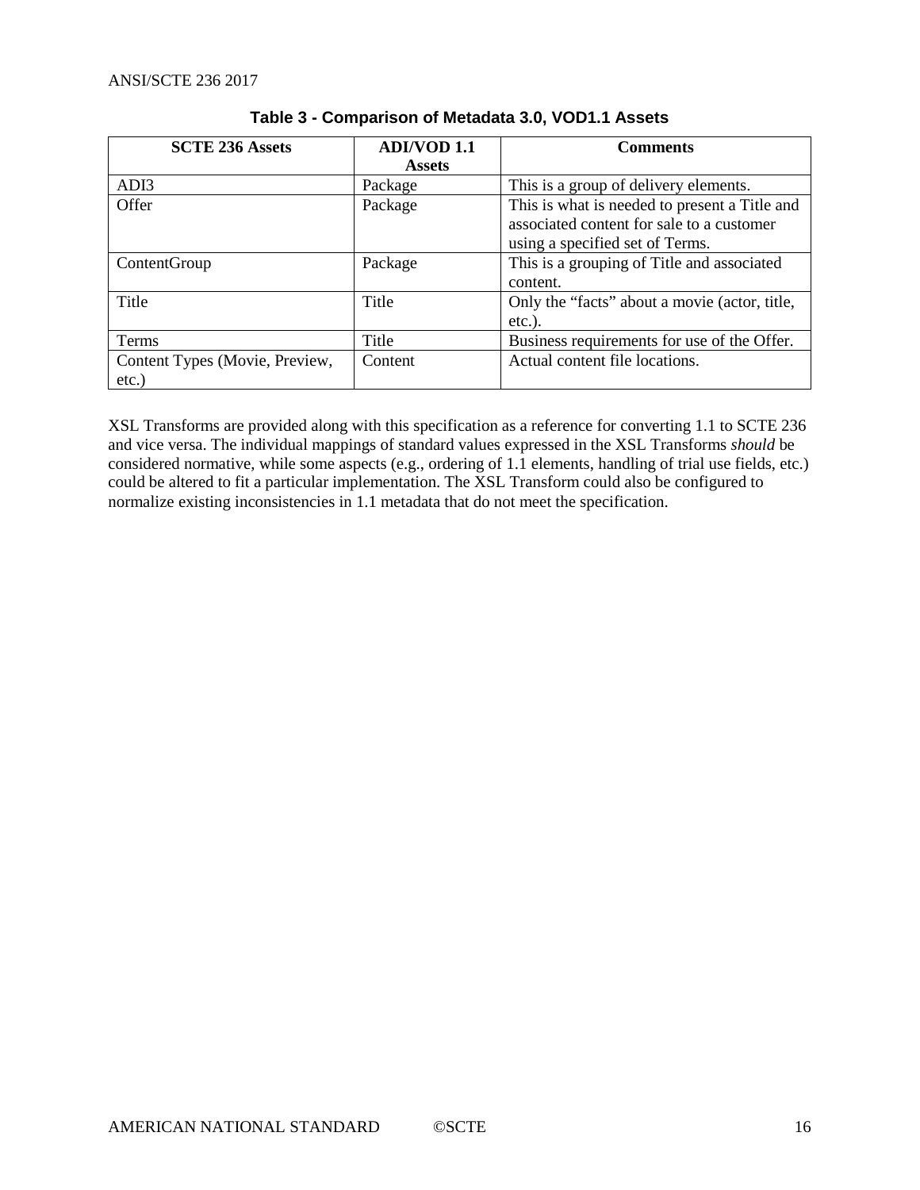**Table 3 - Comparison of Metadata 3.0, VOD1.1 Assets**

| SCTE 236 Assets | ADI/VOD 1.1 Assets | Comments |
| --- | --- | --- |
| ADI3 | Package | This is a group of delivery elements. |
| Offer | Package | This is what is needed to present a Title and associated content for sale to a customer using a specified set of Terms. |
| ContentGroup | Package | This is a grouping of Title and associated content. |
| Title | Title | Only the "facts" about a movie (actor, title, etc.). |
| Terms | Title | Business requirements for use of the Offer. |
| Content Types (Movie, Preview, etc.) | Content | Actual content file locations. |

XSL Transforms are provided along with this specification as a reference for converting 1.1 to SCTE 236 and vice versa. The individual mappings of standard values expressed in the XSL Transforms *should* be considered normative, while some aspects (e.g., ordering of 1.1 elements, handling of trial use fields, etc.) could be altered to fit a particular implementation. The XSL Transform could also be configured to normalize existing inconsistencies in 1.1 metadata that do not meet the specification.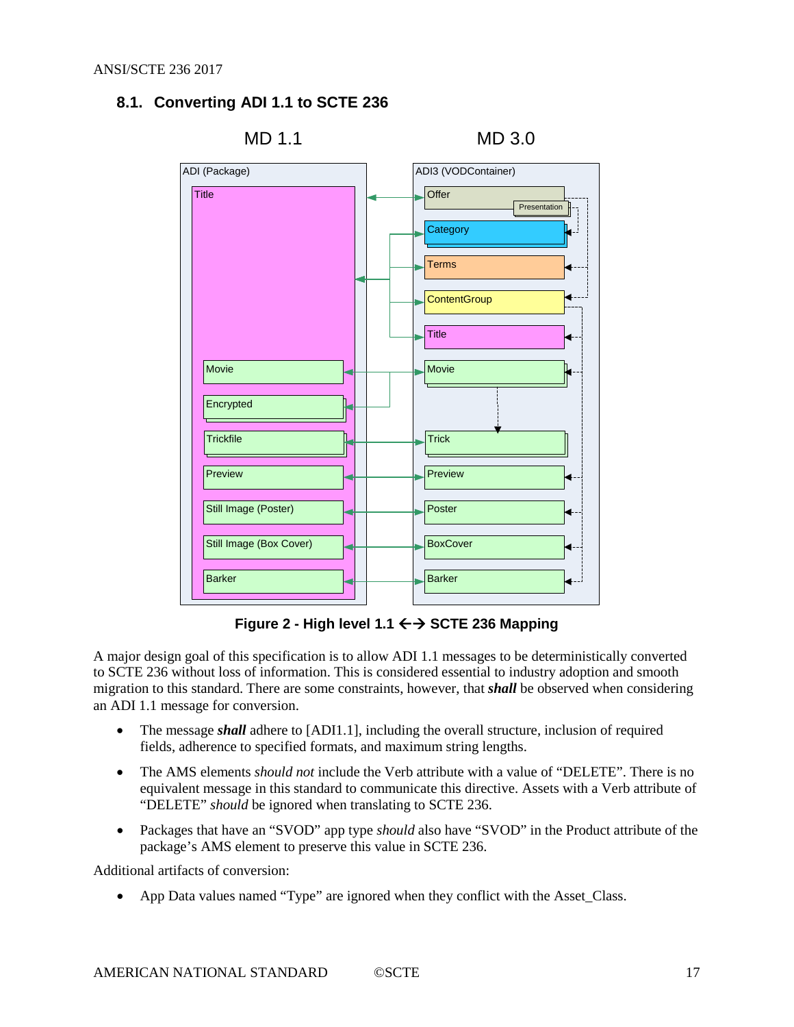## 8.1. Converting ADI 1.1 to SCTE 236

Figure 2 - High level 1.1 ←→ SCTE 236 Mapping

A major design goal of this specification is to allow ADI 1.1 messages to be deterministically converted to SCTE 236 without loss of information. This is considered essential to industry adoption and smooth migration to this standard. There are some constraints, however, that ***shall*** be observed when considering an ADI 1.1 message for conversion.

- The message ***shall*** adhere to [ADI1.1], including the overall structure, inclusion of required fields, adherence to specified formats, and maximum string lengths.
- The AMS elements *should not* include the Verb attribute with a value of "DELETE". There is no equivalent message in this standard to communicate this directive. Assets with a Verb attribute of "DELETE" *should* be ignored when translating to SCTE 236.
- Packages that have an "SVOD" app type *should* also have "SVOD" in the Product attribute of the package's AMS element to preserve this value in SCTE 236.

Additional artifacts of conversion:

- App Data values named "Type" are ignored when they conflict with the Asset_Class.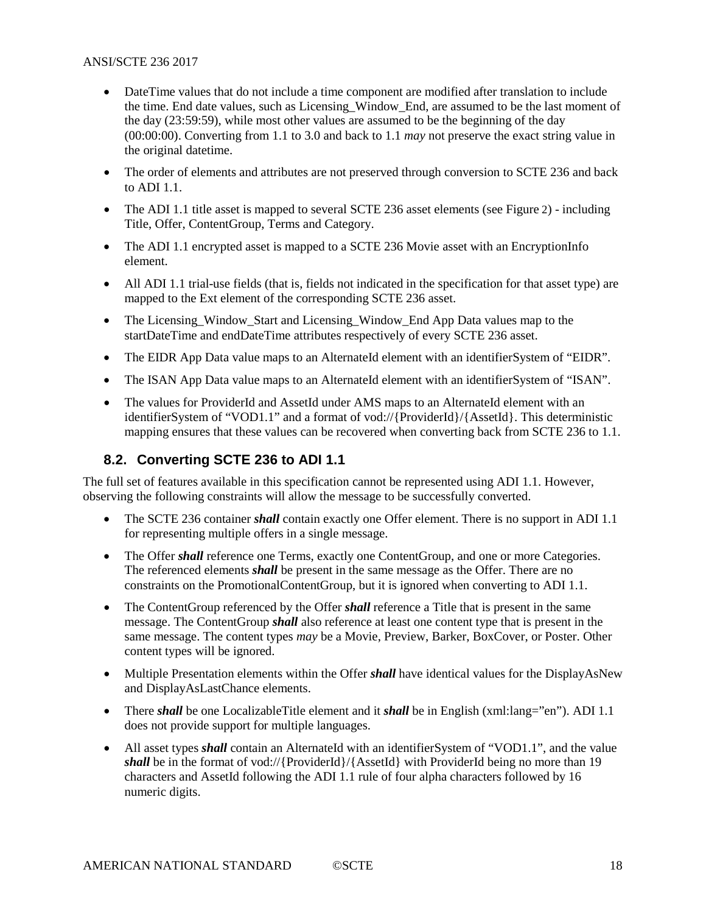- DateTime values that do not include a time component are modified after translation to include the time. End date values, such as Licensing_Window_End, are assumed to be the last moment of the day (23:59:59), while most other values are assumed to be the beginning of the day (00:00:00). Converting from 1.1 to 3.0 and back to 1.1 *may* not preserve the exact string value in the original datetime.
- The order of elements and attributes are not preserved through conversion to SCTE 236 and back to ADI 1.1.
- The ADI 1.1 title asset is mapped to several SCTE 236 asset elements (see Figure 2) - including Title, Offer, ContentGroup, Terms and Category.
- The ADI 1.1 encrypted asset is mapped to a SCTE 236 Movie asset with an EncryptionInfo element.
- All ADI 1.1 trial-use fields (that is, fields not indicated in the specification for that asset type) are mapped to the Ext element of the corresponding SCTE 236 asset.
- The Licensing_Window_Start and Licensing_Window_End App Data values map to the startDateTime and endDateTime attributes respectively of every SCTE 236 asset.
- The EIDR App Data value maps to an AlternateId element with an identifierSystem of "EIDR".
- The ISAN App Data value maps to an AlternateId element with an identifierSystem of "ISAN".
- The values for ProviderId and AssetId under AMS maps to an AlternateId element with an identifierSystem of "VOD1.1" and a format of vod://{ProviderId}/{AssetId}. This deterministic mapping ensures that these values can be recovered when converting back from SCTE 236 to 1.1.

## 8.2. Converting SCTE 236 to ADI 1.1

The full set of features available in this specification cannot be represented using ADI 1.1. However, observing the following constraints will allow the message to be successfully converted.

- The SCTE 236 container ***shall*** contain exactly one Offer element. There is no support in ADI 1.1 for representing multiple offers in a single message.
- The Offer ***shall*** reference one Terms, exactly one ContentGroup, and one or more Categories. The referenced elements ***shall*** be present in the same message as the Offer. There are no constraints on the PromotionalContentGroup, but it is ignored when converting to ADI 1.1.
- The ContentGroup referenced by the Offer ***shall*** reference a Title that is present in the same message. The ContentGroup ***shall*** also reference at least one content type that is present in the same message. The content types *may* be a Movie, Preview, Barker, BoxCover, or Poster. Other content types will be ignored.
- Multiple Presentation elements within the Offer ***shall*** have identical values for the DisplayAsNew and DisplayAsLastChance elements.
- There ***shall*** be one LocalizableTitle element and it ***shall*** be in English (xml:lang="en"). ADI 1.1 does not provide support for multiple languages.
- All asset types ***shall*** contain an AlternateId with an identifierSystem of "VOD1.1", and the value ***shall*** be in the format of vod://{ProviderId}/{AssetId} with ProviderId being no more than 19 characters and AssetId following the ADI 1.1 rule of four alpha characters followed by 16 numeric digits.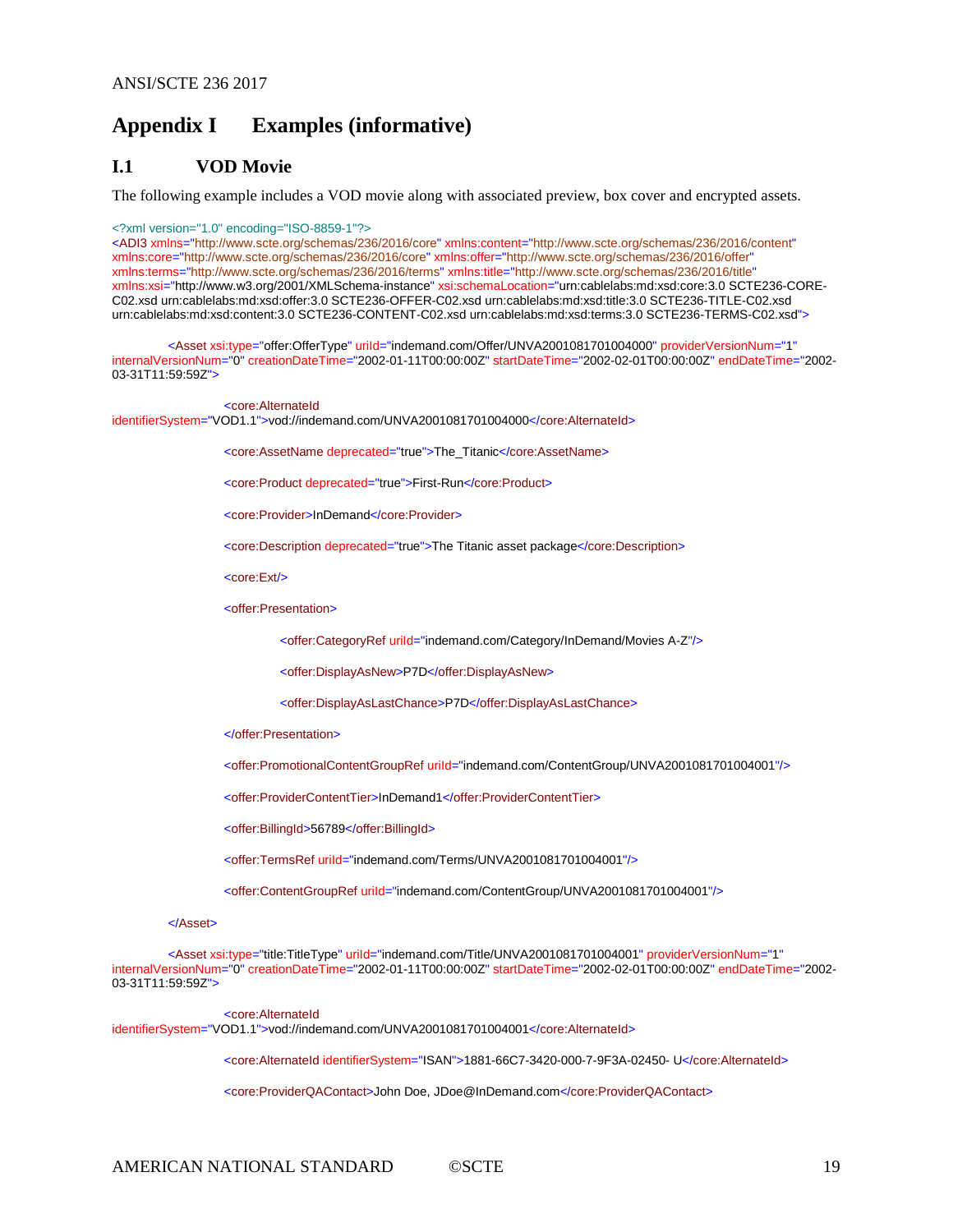# Appendix I Examples (informative)

## I.1 VOD Movie

The following example includes a VOD movie along with associated preview, box cover and encrypted assets.

```
<?xml version="1.0" encoding="ISO-8859-1"?>
<ADI3 xmlns="http://www.scte.org/schemas/236/2016/core" xmlns:content="http://www.scte.org/schemas/236/2016/content"
xmlns:core="http://www.scte.org/schemas/236/2016/core" xmlns:offer="http://www.scte.org/schemas/236/2016/offer"
xmlns:terms="http://www.scte.org/schemas/236/2016/terms" xmlns:title="http://www.scte.org/schemas/236/2016/title"
xmlns:xsi="http://www.w3.org/2001/XMLSchema-instance" xsi:schemaLocation="urn:cablelabs:md:xsd:core:3.0 SCTE236-CORE-C02.xsd urn:cablelabs:md:xsd:offer:3.0 SCTE236-OFFER-C02.xsd urn:cablelabs:md:xsd:title:3.0 SCTE236-TITLE-C02.xsd
urn:cablelabs:md:xsd:content:3.0 SCTE236-CONTENT-C02.xsd urn:cablelabs:md:xsd:terms:3.0 SCTE236-TERMS-C02.xsd">

        <Asset xsi:type="offer:OfferType" uriId="indemand.com/Offer/UNVA2001081701004000" providerVersionNum="1"
internalVersionNum="0" creationDateTime="2002-01-11T00:00:00Z" startDateTime="2002-02-01T00:00:00Z" endDateTime="2002-03-31T11:59:59Z">

                <core:AlternateId
identifierSystem="VOD1.1">vod://indemand.com/UNVA2001081701004000</core:AlternateId>

                <core:AssetName deprecated="true">The_Titanic</core:AssetName>

                <core:Product deprecated="true">First-Run</core:Product>

                <core:Provider>InDemand</core:Provider>

                <core:Description deprecated="true">The Titanic asset package</core:Description>

                <core:Ext/>

                <offer:Presentation>

                        <offer:CategoryRef uriId="indemand.com/Category/InDemand/Movies A-Z"/>

                        <offer:DisplayAsNew>P7D</offer:DisplayAsNew>

                        <offer:DisplayAsLastChance>P7D</offer:DisplayAsLastChance>

                </offer:Presentation>

                <offer:PromotionalContentGroupRef uriId="indemand.com/ContentGroup/UNVA2001081701004001"/>

                <offer:ProviderContentTier>InDemand1</offer:ProviderContentTier>

                <offer:BillingId>56789</offer:BillingId>

                <offer:TermsRef uriId="indemand.com/Terms/UNVA2001081701004001"/>

                <offer:ContentGroupRef uriId="indemand.com/ContentGroup/UNVA2001081701004001"/>

        </Asset>

        <Asset xsi:type="title:TitleType" uriId="indemand.com/Title/UNVA2001081701004001" providerVersionNum="1"
internalVersionNum="0" creationDateTime="2002-01-11T00:00:00Z" startDateTime="2002-02-01T00:00:00Z" endDateTime="2002-03-31T11:59:59Z">

                <core:AlternateId
identifierSystem="VOD1.1">vod://indemand.com/UNVA2001081701004001</core:AlternateId>

                <core:AlternateId identifierSystem="ISAN">1881-66C7-3420-000-7-9F3A-02450- U</core:AlternateId>

                <core:ProviderQAContact>John Doe, JDoe@InDemand.com</core:ProviderQAContact>
```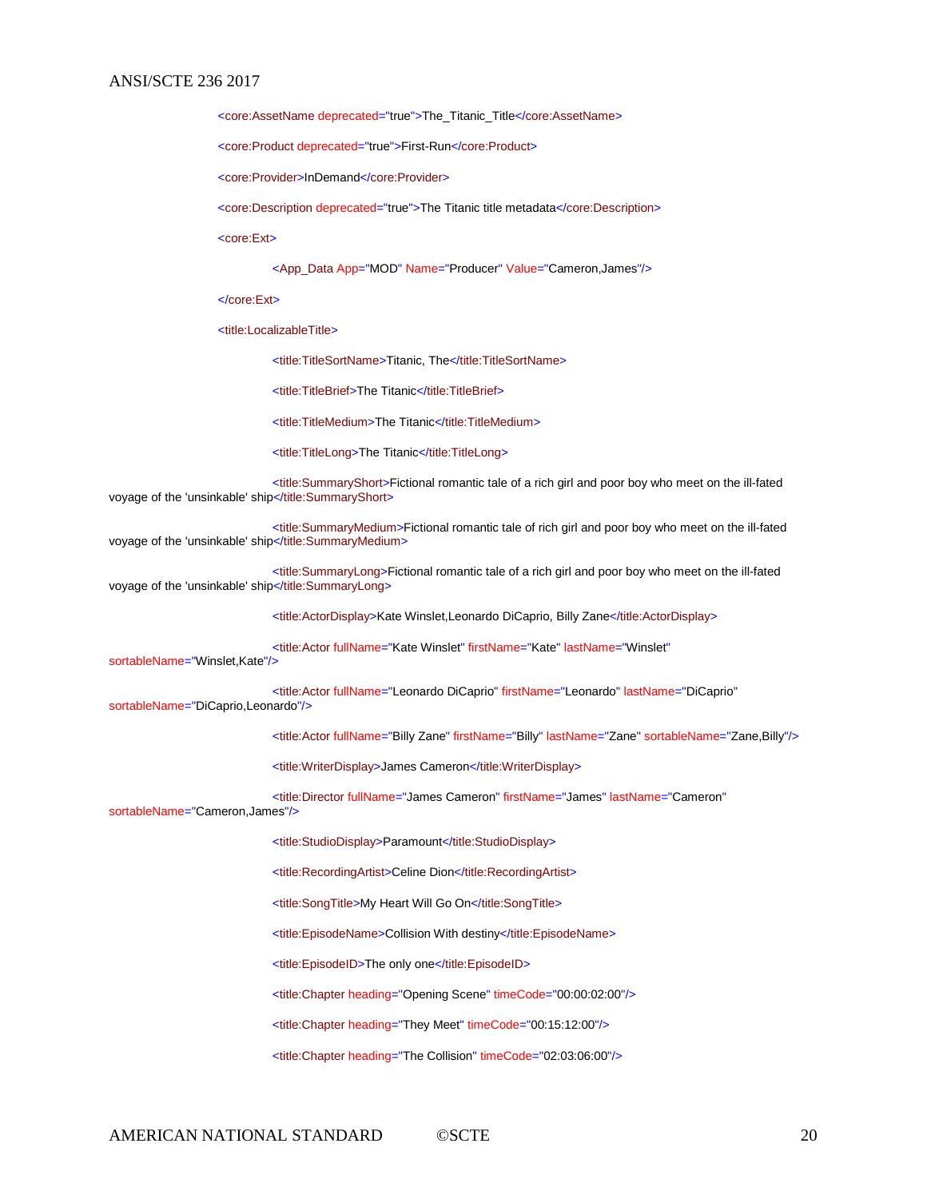```xml
<core:AssetName deprecated="true">The_Titanic_Title</core:AssetName>

<core:Product deprecated="true">First-Run</core:Product>

<core:Provider>InDemand</core:Provider>

<core:Description deprecated="true">The Titanic title metadata</core:Description>

<core:Ext>

        <App_Data App="MOD" Name="Producer" Value="Cameron,James"/>

</core:Ext>

<title:LocalizableTitle>

        <title:TitleSortName>Titanic, The</title:TitleSortName>

        <title:TitleBrief>The Titanic</title:TitleBrief>

        <title:TitleMedium>The Titanic</title:TitleMedium>

        <title:TitleLong>The Titanic</title:TitleLong>

        <title:SummaryShort>Fictional romantic tale of a rich girl and poor boy who meet on the ill-fated voyage of the 'unsinkable' ship</title:SummaryShort>

        <title:SummaryMedium>Fictional romantic tale of rich girl and poor boy who meet on the ill-fated voyage of the 'unsinkable' ship</title:SummaryMedium>

        <title:SummaryLong>Fictional romantic tale of a rich girl and poor boy who meet on the ill-fated voyage of the 'unsinkable' ship</title:SummaryLong>

        <title:ActorDisplay>Kate Winslet,Leonardo DiCaprio, Billy Zane</title:ActorDisplay>

        <title:Actor fullName="Kate Winslet" firstName="Kate" lastName="Winslet" sortableName="Winslet,Kate"/>

        <title:Actor fullName="Leonardo DiCaprio" firstName="Leonardo" lastName="DiCaprio" sortableName="DiCaprio,Leonardo"/>

        <title:Actor fullName="Billy Zane" firstName="Billy" lastName="Zane" sortableName="Zane,Billy"/>

        <title:WriterDisplay>James Cameron</title:WriterDisplay>

        <title:Director fullName="James Cameron" firstName="James" lastName="Cameron" sortableName="Cameron,James"/>

        <title:StudioDisplay>Paramount</title:StudioDisplay>

        <title:RecordingArtist>Celine Dion</title:RecordingArtist>

        <title:SongTitle>My Heart Will Go On</title:SongTitle>

        <title:EpisodeName>Collision With destiny</title:EpisodeName>

        <title:EpisodeID>The only one</title:EpisodeID>

        <title:Chapter heading="Opening Scene" timeCode="00:00:02:00"/>

        <title:Chapter heading="They Meet" timeCode="00:15:12:00"/>

        <title:Chapter heading="The Collision" timeCode="02:03:06:00"/>
```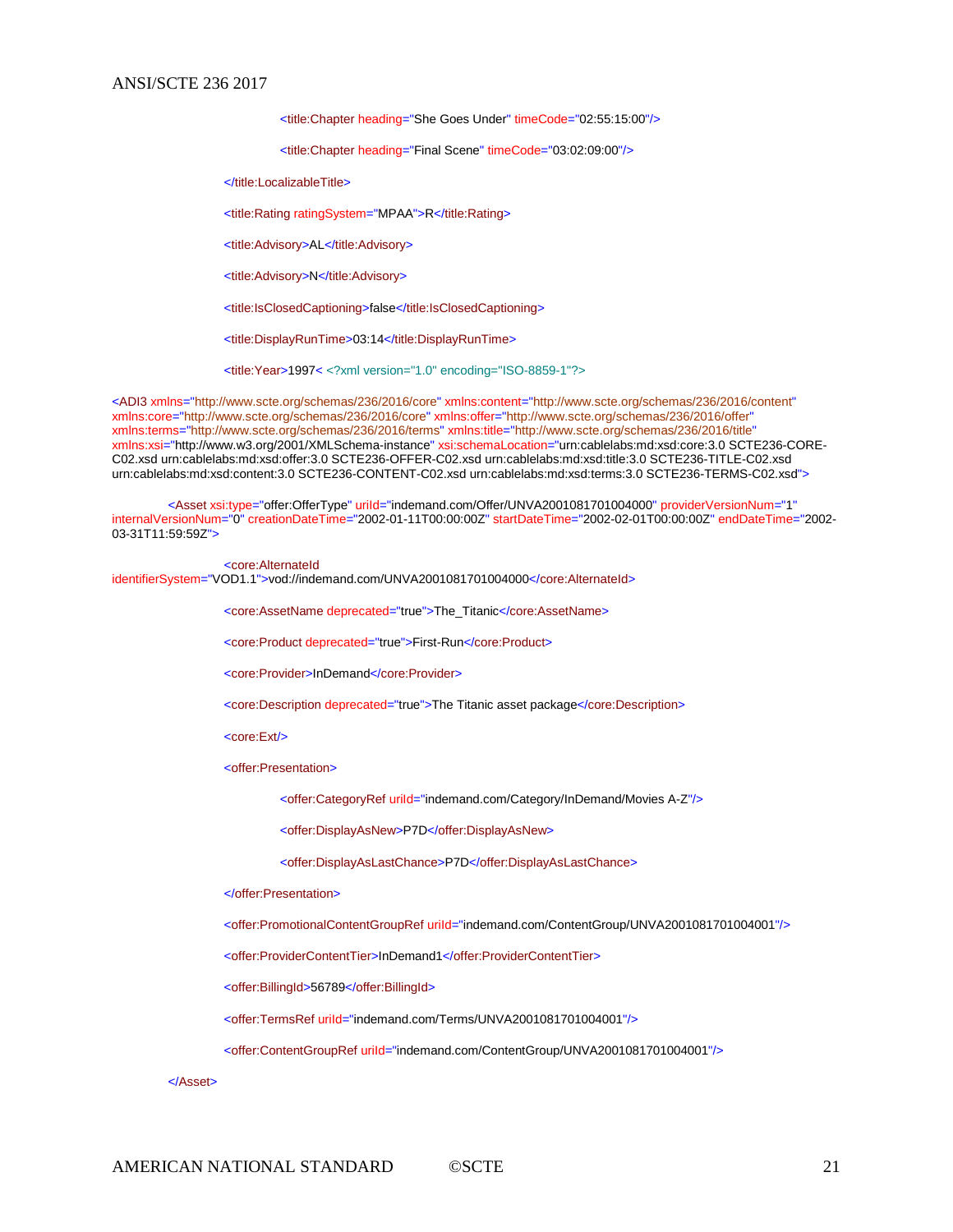```
                    <title:Chapter heading="She Goes Under" timeCode="02:55:15:00"/>

                    <title:Chapter heading="Final Scene" timeCode="03:02:09:00"/>

            </title:LocalizableTitle>

            <title:Rating ratingSystem="MPAA">R</title:Rating>

            <title:Advisory>AL</title:Advisory>

            <title:Advisory>N</title:Advisory>

            <title:IsClosedCaptioning>false</title:IsClosedCaptioning>

            <title:DisplayRunTime>03:14</title:DisplayRunTime>

            <title:Year>1997< <?xml version="1.0" encoding="ISO-8859-1"?>

<ADI3 xmlns="http://www.scte.org/schemas/236/2016/core" xmlns:content="http://www.scte.org/schemas/236/2016/content"
xmlns:core="http://www.scte.org/schemas/236/2016/core" xmlns:offer="http://www.scte.org/schemas/236/2016/offer"
xmlns:terms="http://www.scte.org/schemas/236/2016/terms" xmlns:title="http://www.scte.org/schemas/236/2016/title"
xmlns:xsi="http://www.w3.org/2001/XMLSchema-instance" xsi:schemaLocation="urn:cablelabs:md:xsd:core:3.0 SCTE236-CORE-
C02.xsd urn:cablelabs:md:xsd:offer:3.0 SCTE236-OFFER-C02.xsd urn:cablelabs:md:xsd:title:3.0 SCTE236-TITLE-C02.xsd
urn:cablelabs:md:xsd:content:3.0 SCTE236-CONTENT-C02.xsd urn:cablelabs:md:xsd:terms:3.0 SCTE236-TERMS-C02.xsd">

        <Asset xsi:type="offer:OfferType" uriId="indemand.com/Offer/UNVA2001081701004000" providerVersionNum="1"
internalVersionNum="0" creationDateTime="2002-01-11T00:00:00Z" startDateTime="2002-02-01T00:00:00Z" endDateTime="2002-
03-31T11:59:59Z">

            <core:AlternateId
identifierSystem="VOD1.1">vod://indemand.com/UNVA2001081701004000</core:AlternateId>

            <core:AssetName deprecated="true">The_Titanic</core:AssetName>

            <core:Product deprecated="true">First-Run</core:Product>

            <core:Provider>InDemand</core:Provider>

            <core:Description deprecated="true">The Titanic asset package</core:Description>

            <core:Ext/>

            <offer:Presentation>

                    <offer:CategoryRef uriId="indemand.com/Category/InDemand/Movies A-Z"/>

                    <offer:DisplayAsNew>P7D</offer:DisplayAsNew>

                    <offer:DisplayAsLastChance>P7D</offer:DisplayAsLastChance>

            </offer:Presentation>

            <offer:PromotionalContentGroupRef uriId="indemand.com/ContentGroup/UNVA2001081701004001"/>

            <offer:ProviderContentTier>InDemand1</offer:ProviderContentTier>

            <offer:BillingId>56789</offer:BillingId>

            <offer:TermsRef uriId="indemand.com/Terms/UNVA2001081701004001"/>

            <offer:ContentGroupRef uriId="indemand.com/ContentGroup/UNVA2001081701004001"/>

        </Asset>
```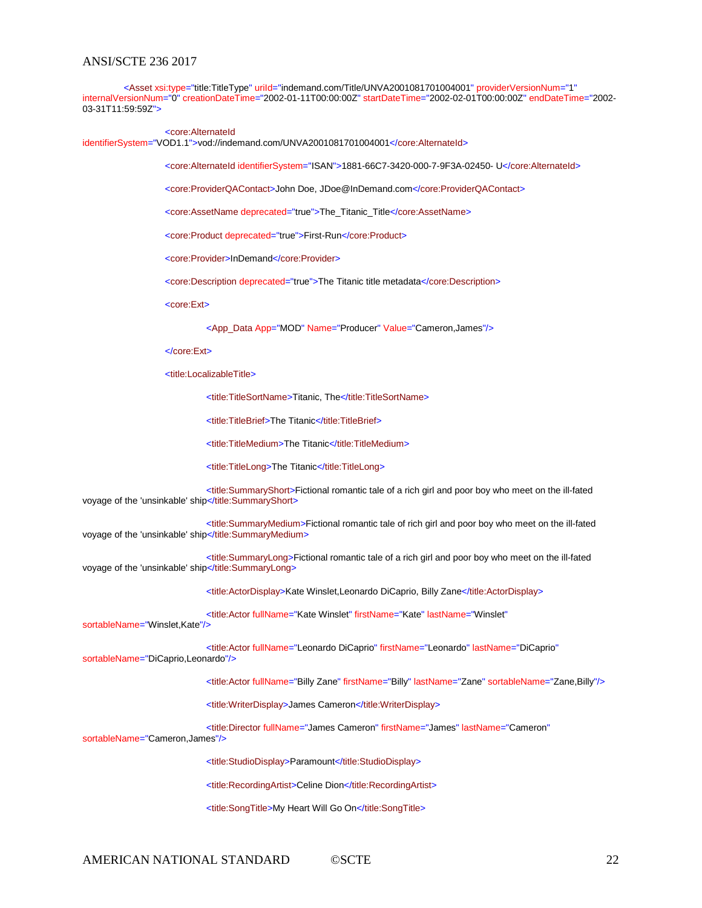```xml
<Asset xsi:type="title:TitleType" uriId="indemand.com/Title/UNVA2001081701004001" providerVersionNum="1" internalVersionNum="0" creationDateTime="2002-01-11T00:00:00Z" startDateTime="2002-02-01T00:00:00Z" endDateTime="2002-03-31T11:59:59Z">

    <core:AlternateId identifierSystem="VOD1.1">vod://indemand.com/UNVA2001081701004001</core:AlternateId>

    <core:AlternateId identifierSystem="ISAN">1881-66C7-3420-000-7-9F3A-02450- U</core:AlternateId>

    <core:ProviderQAContact>John Doe, JDoe@InDemand.com</core:ProviderQAContact>

    <core:AssetName deprecated="true">The_Titanic_Title</core:AssetName>

    <core:Product deprecated="true">First-Run</core:Product>

    <core:Provider>InDemand</core:Provider>

    <core:Description deprecated="true">The Titanic title metadata</core:Description>

    <core:Ext>

        <App_Data App="MOD" Name="Producer" Value="Cameron,James"/>

    </core:Ext>

    <title:LocalizableTitle>

        <title:TitleSortName>Titanic, The</title:TitleSortName>

        <title:TitleBrief>The Titanic</title:TitleBrief>

        <title:TitleMedium>The Titanic</title:TitleMedium>

        <title:TitleLong>The Titanic</title:TitleLong>

        <title:SummaryShort>Fictional romantic tale of a rich girl and poor boy who meet on the ill-fated voyage of the 'unsinkable' ship</title:SummaryShort>

        <title:SummaryMedium>Fictional romantic tale of rich girl and poor boy who meet on the ill-fated voyage of the 'unsinkable' ship</title:SummaryMedium>

        <title:SummaryLong>Fictional romantic tale of a rich girl and poor boy who meet on the ill-fated voyage of the 'unsinkable' ship</title:SummaryLong>

        <title:ActorDisplay>Kate Winslet,Leonardo DiCaprio, Billy Zane</title:ActorDisplay>

        <title:Actor fullName="Kate Winslet" firstName="Kate" lastName="Winslet" sortableName="Winslet,Kate"/>

        <title:Actor fullName="Leonardo DiCaprio" firstName="Leonardo" lastName="DiCaprio" sortableName="DiCaprio,Leonardo"/>

        <title:Actor fullName="Billy Zane" firstName="Billy" lastName="Zane" sortableName="Zane,Billy"/>

        <title:WriterDisplay>James Cameron</title:WriterDisplay>

        <title:Director fullName="James Cameron" firstName="James" lastName="Cameron" sortableName="Cameron,James"/>

        <title:StudioDisplay>Paramount</title:StudioDisplay>

        <title:RecordingArtist>Celine Dion</title:RecordingArtist>

        <title:SongTitle>My Heart Will Go On</title:SongTitle>
```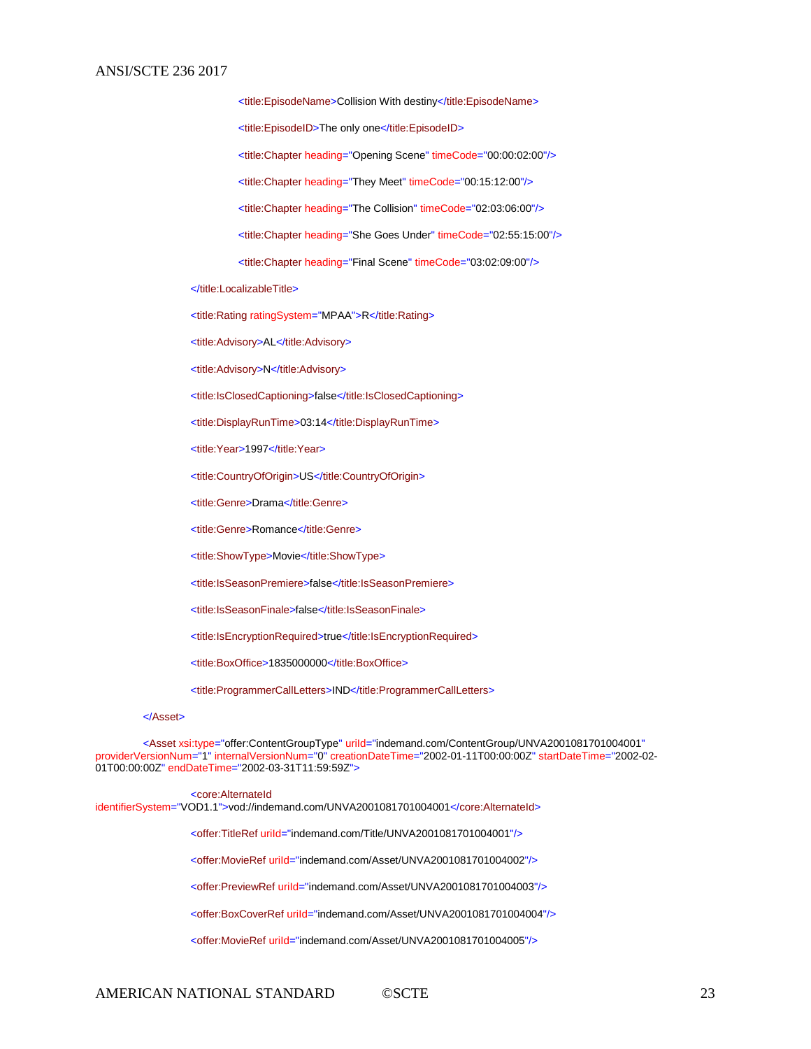```xml
                        <title:EpisodeName>Collision With destiny</title:EpisodeName>
                        <title:EpisodeID>The only one</title:EpisodeID>
                        <title:Chapter heading="Opening Scene" timeCode="00:00:02:00"/>
                        <title:Chapter heading="They Meet" timeCode="00:15:12:00"/>
                        <title:Chapter heading="The Collision" timeCode="02:03:06:00"/>
                        <title:Chapter heading="She Goes Under" timeCode="02:55:15:00"/>
                        <title:Chapter heading="Final Scene" timeCode="03:02:09:00"/>
                </title:LocalizableTitle>
                <title:Rating ratingSystem="MPAA">R</title:Rating>
                <title:Advisory>AL</title:Advisory>
                <title:Advisory>N</title:Advisory>
                <title:IsClosedCaptioning>false</title:IsClosedCaptioning>
                <title:DisplayRunTime>03:14</title:DisplayRunTime>
                <title:Year>1997</title:Year>
                <title:CountryOfOrigin>US</title:CountryOfOrigin>
                <title:Genre>Drama</title:Genre>
                <title:Genre>Romance</title:Genre>
                <title:ShowType>Movie</title:ShowType>
                <title:IsSeasonPremiere>false</title:IsSeasonPremiere>
                <title:IsSeasonFinale>false</title:IsSeasonFinale>
                <title:IsEncryptionRequired>true</title:IsEncryptionRequired>
                <title:BoxOffice>1835000000</title:BoxOffice>
                <title:ProgrammerCallLetters>IND</title:ProgrammerCallLetters>
        </Asset>
        <Asset xsi:type="offer:ContentGroupType" uriId="indemand.com/ContentGroup/UNVA2001081701004001" 
providerVersionNum="1" internalVersionNum="0" creationDateTime="2002-01-11T00:00:00Z" startDateTime="2002-02-
01T00:00:00Z" endDateTime="2002-03-31T11:59:59Z">
                <core:AlternateId 
identifierSystem="VOD1.1">vod://indemand.com/UNVA2001081701004001</core:AlternateId>
                <offer:TitleRef uriId="indemand.com/Title/UNVA2001081701004001"/>
                <offer:MovieRef uriId="indemand.com/Asset/UNVA2001081701004002"/>
                <offer:PreviewRef uriId="indemand.com/Asset/UNVA2001081701004003"/>
                <offer:BoxCoverRef uriId="indemand.com/Asset/UNVA2001081701004004"/>
                <offer:MovieRef uriId="indemand.com/Asset/UNVA2001081701004005"/>
```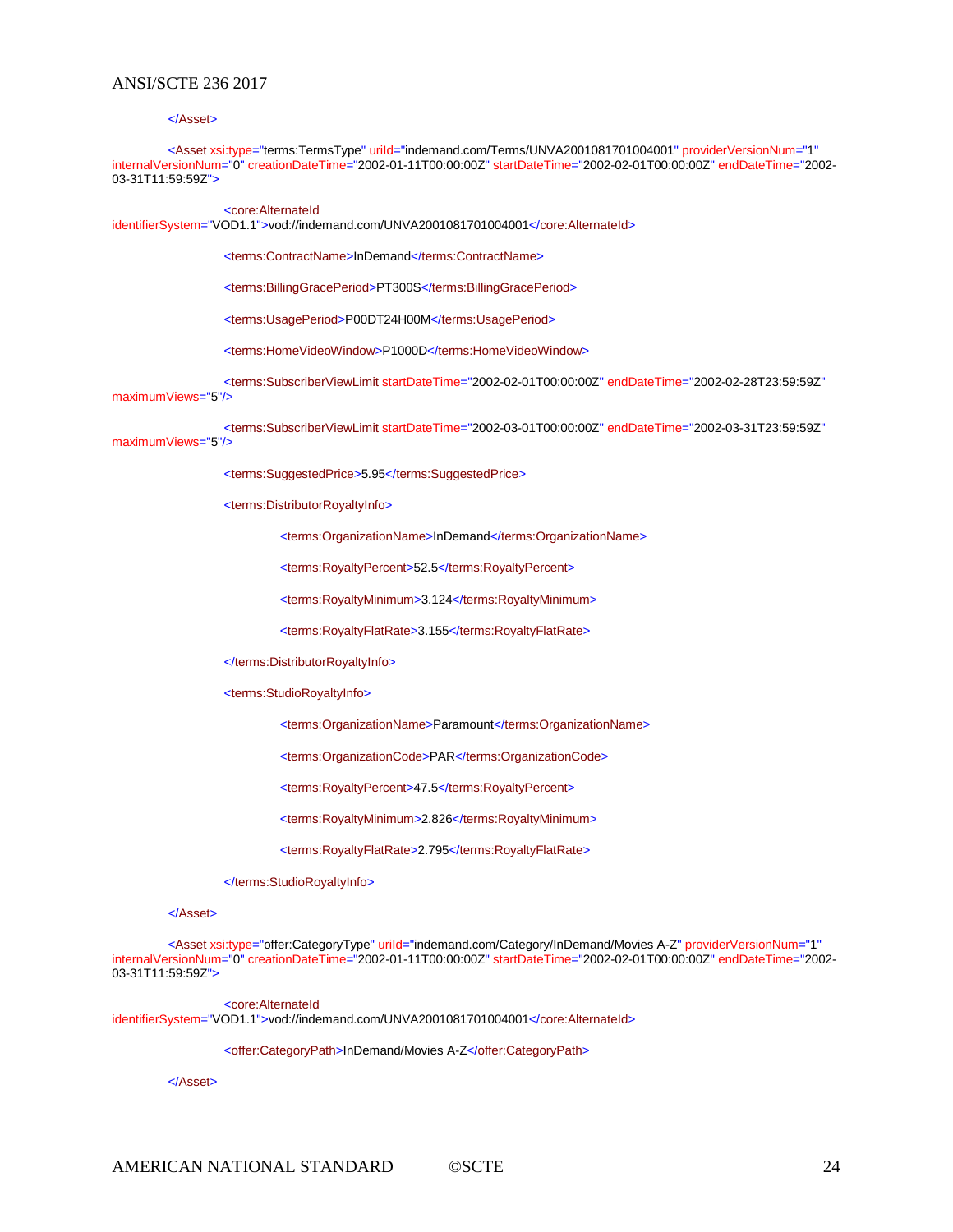```xml
		</Asset>

		<Asset xsi:type="terms:TermsType" uriId="indemand.com/Terms/UNVA2001081701004001" providerVersionNum="1" internalVersionNum="0" creationDateTime="2002-01-11T00:00:00Z" startDateTime="2002-02-01T00:00:00Z" endDateTime="2002-03-31T11:59:59Z">

				<core:AlternateId identifierSystem="VOD1.1">vod://indemand.com/UNVA2001081701004001</core:AlternateId>

				<terms:ContractName>InDemand</terms:ContractName>

				<terms:BillingGracePeriod>PT300S</terms:BillingGracePeriod>

				<terms:UsagePeriod>P00DT24H00M</terms:UsagePeriod>

				<terms:HomeVideoWindow>P1000D</terms:HomeVideoWindow>

				<terms:SubscriberViewLimit startDateTime="2002-02-01T00:00:00Z" endDateTime="2002-02-28T23:59:59Z" maximumViews="5"/>

				<terms:SubscriberViewLimit startDateTime="2002-03-01T00:00:00Z" endDateTime="2002-03-31T23:59:59Z" maximumViews="5"/>

				<terms:SuggestedPrice>5.95</terms:SuggestedPrice>

				<terms:DistributorRoyaltyInfo>

						<terms:OrganizationName>InDemand</terms:OrganizationName>

						<terms:RoyaltyPercent>52.5</terms:RoyaltyPercent>

						<terms:RoyaltyMinimum>3.124</terms:RoyaltyMinimum>

						<terms:RoyaltyFlatRate>3.155</terms:RoyaltyFlatRate>

				</terms:DistributorRoyaltyInfo>

				<terms:StudioRoyaltyInfo>

						<terms:OrganizationName>Paramount</terms:OrganizationName>

						<terms:OrganizationCode>PAR</terms:OrganizationCode>

						<terms:RoyaltyPercent>47.5</terms:RoyaltyPercent>

						<terms:RoyaltyMinimum>2.826</terms:RoyaltyMinimum>

						<terms:RoyaltyFlatRate>2.795</terms:RoyaltyFlatRate>

				</terms:StudioRoyaltyInfo>

		</Asset>

		<Asset xsi:type="offer:CategoryType" uriId="indemand.com/Category/InDemand/Movies A-Z" providerVersionNum="1" internalVersionNum="0" creationDateTime="2002-01-11T00:00:00Z" startDateTime="2002-02-01T00:00:00Z" endDateTime="2002-03-31T11:59:59Z">

				<core:AlternateId identifierSystem="VOD1.1">vod://indemand.com/UNVA2001081701004001</core:AlternateId>

				<offer:CategoryPath>InDemand/Movies A-Z</offer:CategoryPath>

		</Asset>
```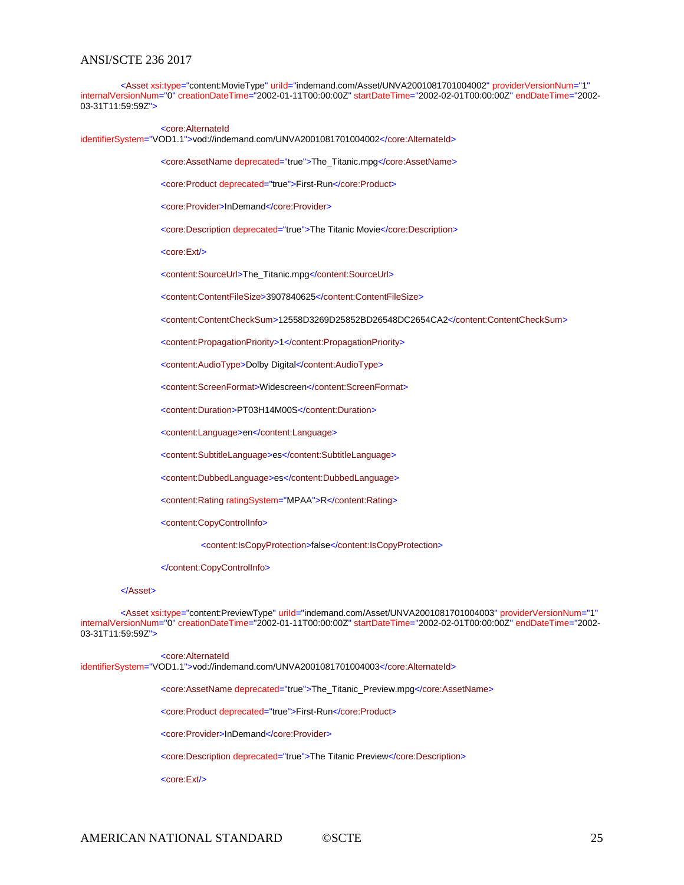```xml
<Asset xsi:type="content:MovieType" uriId="indemand.com/Asset/UNVA2001081701004002" providerVersionNum="1" internalVersionNum="0" creationDateTime="2002-01-11T00:00:00Z" startDateTime="2002-02-01T00:00:00Z" endDateTime="2002-03-31T11:59:59Z">

        <core:AlternateId identifierSystem="VOD1.1">vod://indemand.com/UNVA2001081701004002</core:AlternateId>

        <core:AssetName deprecated="true">The_Titanic.mpg</core:AssetName>

        <core:Product deprecated="true">First-Run</core:Product>

        <core:Provider>InDemand</core:Provider>

        <core:Description deprecated="true">The Titanic Movie</core:Description>

        <core:Ext/>

        <content:SourceUrl>The_Titanic.mpg</content:SourceUrl>

        <content:ContentFileSize>3907840625</content:ContentFileSize>

        <content:ContentCheckSum>12558D3269D25852BD26548DC2654CA2</content:ContentCheckSum>

        <content:PropagationPriority>1</content:PropagationPriority>

        <content:AudioType>Dolby Digital</content:AudioType>

        <content:ScreenFormat>Widescreen</content:ScreenFormat>

        <content:Duration>PT03H14M00S</content:Duration>

        <content:Language>en</content:Language>

        <content:SubtitleLanguage>es</content:SubtitleLanguage>

        <content:DubbedLanguage>es</content:DubbedLanguage>

        <content:Rating ratingSystem="MPAA">R</content:Rating>

        <content:CopyControlInfo>

                <content:IsCopyProtection>false</content:IsCopyProtection>

        </content:CopyControlInfo>

</Asset>

<Asset xsi:type="content:PreviewType" uriId="indemand.com/Asset/UNVA2001081701004003" providerVersionNum="1" internalVersionNum="0" creationDateTime="2002-01-11T00:00:00Z" startDateTime="2002-02-01T00:00:00Z" endDateTime="2002-03-31T11:59:59Z">

        <core:AlternateId identifierSystem="VOD1.1">vod://indemand.com/UNVA2001081701004003</core:AlternateId>

        <core:AssetName deprecated="true">The_Titanic_Preview.mpg</core:AssetName>

        <core:Product deprecated="true">First-Run</core:Product>

        <core:Provider>InDemand</core:Provider>

        <core:Description deprecated="true">The Titanic Preview</core:Description>

        <core:Ext/>
```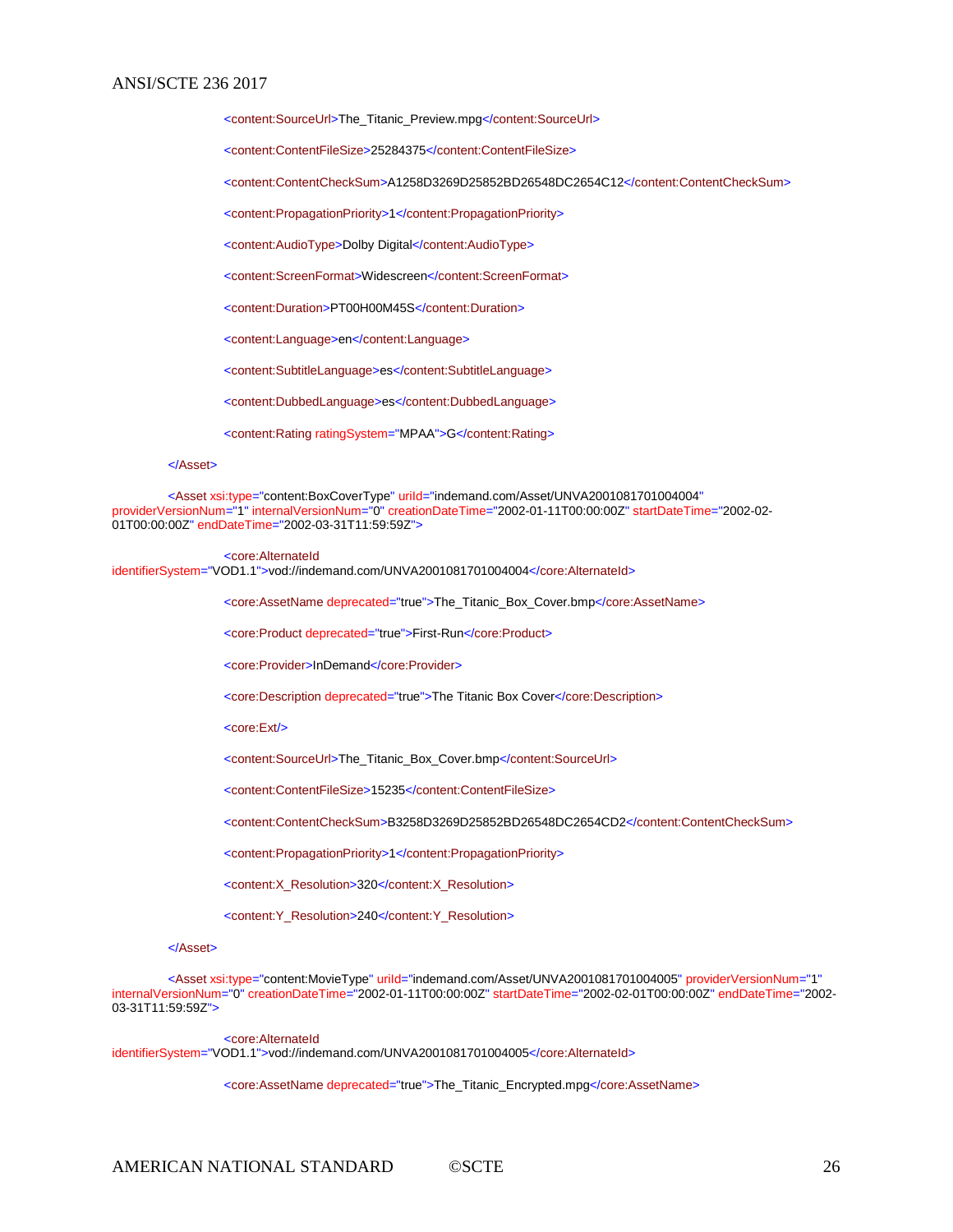```xml
                <content:SourceUrl>The_Titanic_Preview.mpg</content:SourceUrl>

                <content:ContentFileSize>25284375</content:ContentFileSize>

                <content:ContentCheckSum>A1258D3269D25852BD26548DC2654C12</content:ContentCheckSum>

                <content:PropagationPriority>1</content:PropagationPriority>

                <content:AudioType>Dolby Digital</content:AudioType>

                <content:ScreenFormat>Widescreen</content:ScreenFormat>

                <content:Duration>PT00H00M45S</content:Duration>

                <content:Language>en</content:Language>

                <content:SubtitleLanguage>es</content:SubtitleLanguage>

                <content:DubbedLanguage>es</content:DubbedLanguage>

                <content:Rating ratingSystem="MPAA">G</content:Rating>

        </Asset>

        <Asset xsi:type="content:BoxCoverType" uriId="indemand.com/Asset/UNVA2001081701004004"
providerVersionNum="1" internalVersionNum="0" creationDateTime="2002-01-11T00:00:00Z" startDateTime="2002-02-
01T00:00:00Z" endDateTime="2002-03-31T11:59:59Z">

                <core:AlternateId
identifierSystem="VOD1.1">vod://indemand.com/UNVA2001081701004004</core:AlternateId>

                <core:AssetName deprecated="true">The_Titanic_Box_Cover.bmp</core:AssetName>

                <core:Product deprecated="true">First-Run</core:Product>

                <core:Provider>InDemand</core:Provider>

                <core:Description deprecated="true">The Titanic Box Cover</core:Description>

                <core:Ext/>

                <content:SourceUrl>The_Titanic_Box_Cover.bmp</content:SourceUrl>

                <content:ContentFileSize>15235</content:ContentFileSize>

                <content:ContentCheckSum>B3258D3269D25852BD26548DC2654CD2</content:ContentCheckSum>

                <content:PropagationPriority>1</content:PropagationPriority>

                <content:X_Resolution>320</content:X_Resolution>

                <content:Y_Resolution>240</content:Y_Resolution>

        </Asset>

        <Asset xsi:type="content:MovieType" uriId="indemand.com/Asset/UNVA2001081701004005" providerVersionNum="1"
internalVersionNum="0" creationDateTime="2002-01-11T00:00:00Z" startDateTime="2002-02-01T00:00:00Z" endDateTime="2002-
03-31T11:59:59Z">

                <core:AlternateId
identifierSystem="VOD1.1">vod://indemand.com/UNVA2001081701004005</core:AlternateId>

                <core:AssetName deprecated="true">The_Titanic_Encrypted.mpg</core:AssetName>
```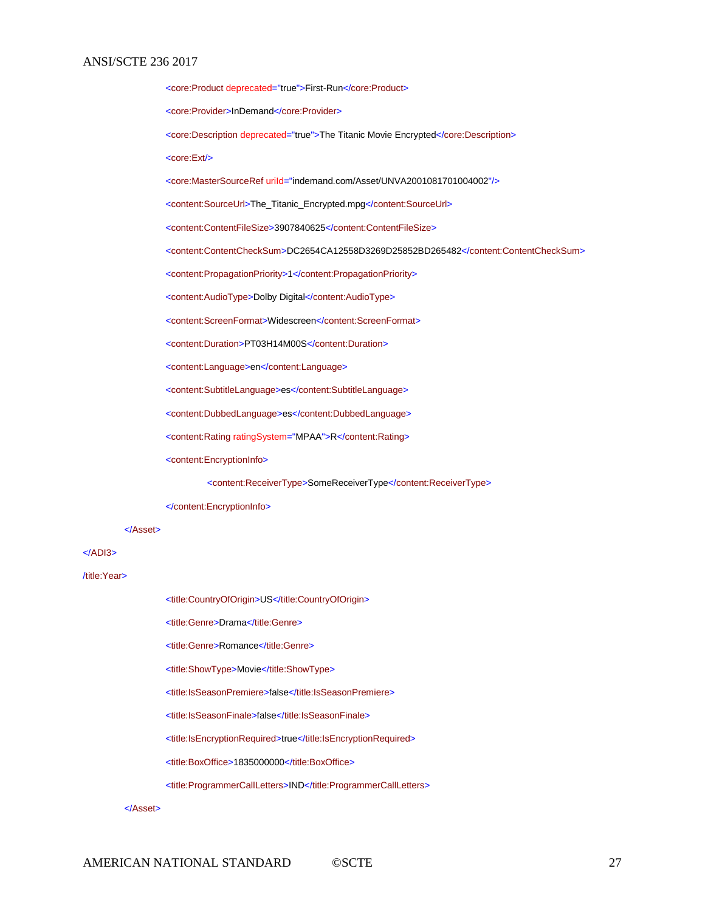```xml
                <core:Product deprecated="true">First-Run</core:Product>
                <core:Provider>InDemand</core:Provider>
                <core:Description deprecated="true">The Titanic Movie Encrypted</core:Description>
                <core:Ext/>
                <core:MasterSourceRef uriId="indemand.com/Asset/UNVA2001081701004002"/>
                <content:SourceUrl>The_Titanic_Encrypted.mpg</content:SourceUrl>
                <content:ContentFileSize>3907840625</content:ContentFileSize>
                <content:ContentCheckSum>DC2654CA12558D3269D25852BD265482</content:ContentCheckSum>
                <content:PropagationPriority>1</content:PropagationPriority>
                <content:AudioType>Dolby Digital</content:AudioType>
                <content:ScreenFormat>Widescreen</content:ScreenFormat>
                <content:Duration>PT03H14M00S</content:Duration>
                <content:Language>en</content:Language>
                <content:SubtitleLanguage>es</content:SubtitleLanguage>
                <content:DubbedLanguage>es</content:DubbedLanguage>
                <content:Rating ratingSystem="MPAA">R</content:Rating>
                <content:EncryptionInfo>
                        <content:ReceiverType>SomeReceiverType</content:ReceiverType>
                </content:EncryptionInfo>
        </Asset>
</ADI3>
/title:Year>
                <title:CountryOfOrigin>US</title:CountryOfOrigin>
                <title:Genre>Drama</title:Genre>
                <title:Genre>Romance</title:Genre>
                <title:ShowType>Movie</title:ShowType>
                <title:IsSeasonPremiere>false</title:IsSeasonPremiere>
                <title:IsSeasonFinale>false</title:IsSeasonFinale>
                <title:IsEncryptionRequired>true</title:IsEncryptionRequired>
                <title:BoxOffice>1835000000</title:BoxOffice>
                <title:ProgrammerCallLetters>IND</title:ProgrammerCallLetters>
        </Asset>
```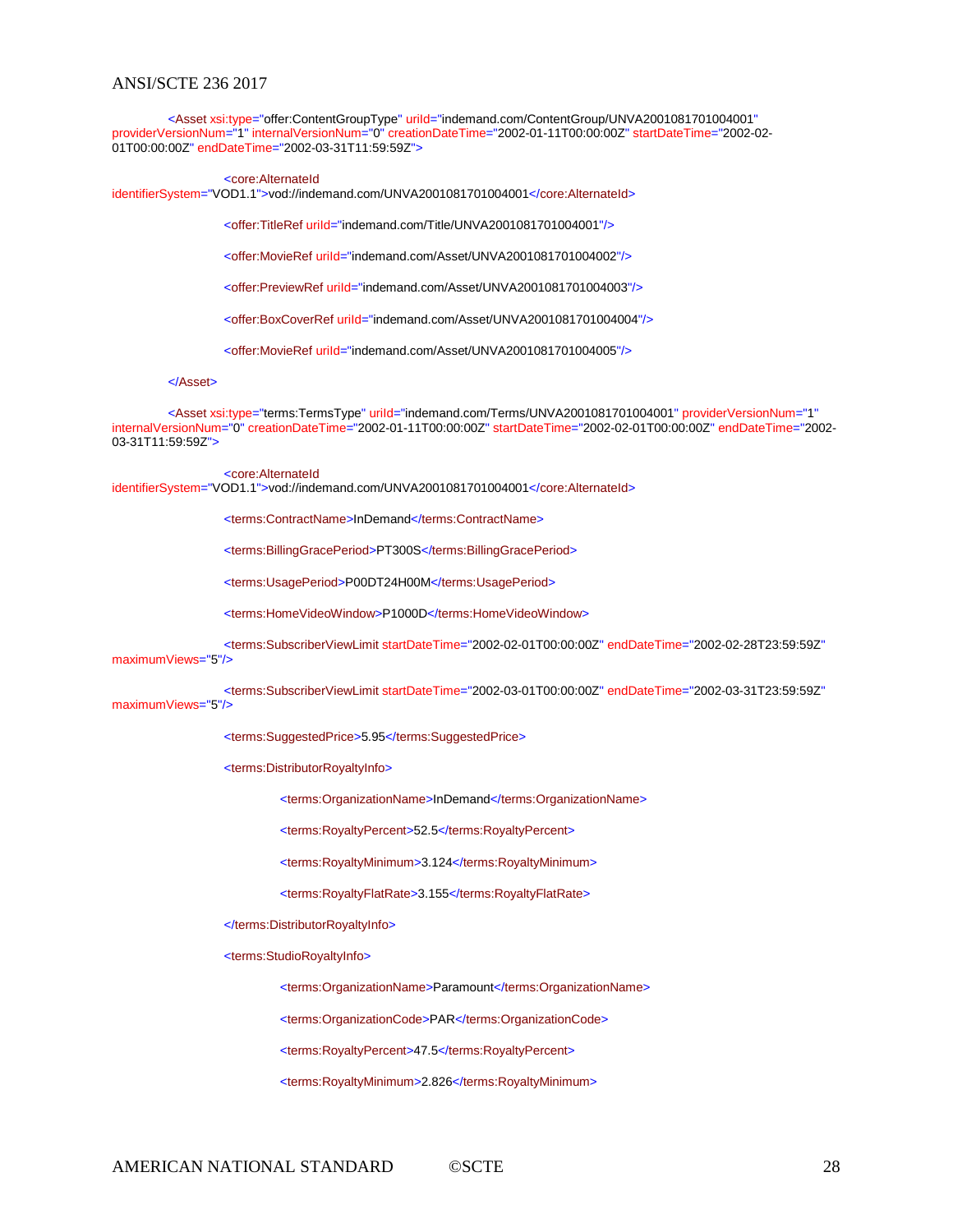```xml
<Asset xsi:type="offer:ContentGroupType" uriId="indemand.com/ContentGroup/UNVA2001081701004001" providerVersionNum="1" internalVersionNum="0" creationDateTime="2002-01-11T00:00:00Z" startDateTime="2002-02-01T00:00:00Z" endDateTime="2002-03-31T11:59:59Z">

        <core:AlternateId identifierSystem="VOD1.1">vod://indemand.com/UNVA2001081701004001</core:AlternateId>

        <offer:TitleRef uriId="indemand.com/Title/UNVA2001081701004001"/>

        <offer:MovieRef uriId="indemand.com/Asset/UNVA2001081701004002"/>

        <offer:PreviewRef uriId="indemand.com/Asset/UNVA2001081701004003"/>

        <offer:BoxCoverRef uriId="indemand.com/Asset/UNVA2001081701004004"/>

        <offer:MovieRef uriId="indemand.com/Asset/UNVA2001081701004005"/>

</Asset>

<Asset xsi:type="terms:TermsType" uriId="indemand.com/Terms/UNVA2001081701004001" providerVersionNum="1" internalVersionNum="0" creationDateTime="2002-01-11T00:00:00Z" startDateTime="2002-02-01T00:00:00Z" endDateTime="2002-03-31T11:59:59Z">

        <core:AlternateId identifierSystem="VOD1.1">vod://indemand.com/UNVA2001081701004001</core:AlternateId>

        <terms:ContractName>InDemand</terms:ContractName>

        <terms:BillingGracePeriod>PT300S</terms:BillingGracePeriod>

        <terms:UsagePeriod>P00DT24H00M</terms:UsagePeriod>

        <terms:HomeVideoWindow>P1000D</terms:HomeVideoWindow>

        <terms:SubscriberViewLimit startDateTime="2002-02-01T00:00:00Z" endDateTime="2002-02-28T23:59:59Z" maximumViews="5"/>

        <terms:SubscriberViewLimit startDateTime="2002-03-01T00:00:00Z" endDateTime="2002-03-31T23:59:59Z" maximumViews="5"/>

        <terms:SuggestedPrice>5.95</terms:SuggestedPrice>

        <terms:DistributorRoyaltyInfo>

                <terms:OrganizationName>InDemand</terms:OrganizationName>

                <terms:RoyaltyPercent>52.5</terms:RoyaltyPercent>

                <terms:RoyaltyMinimum>3.124</terms:RoyaltyMinimum>

                <terms:RoyaltyFlatRate>3.155</terms:RoyaltyFlatRate>

        </terms:DistributorRoyaltyInfo>

        <terms:StudioRoyaltyInfo>

                <terms:OrganizationName>Paramount</terms:OrganizationName>

                <terms:OrganizationCode>PAR</terms:OrganizationCode>

                <terms:RoyaltyPercent>47.5</terms:RoyaltyPercent>

                <terms:RoyaltyMinimum>2.826</terms:RoyaltyMinimum>
```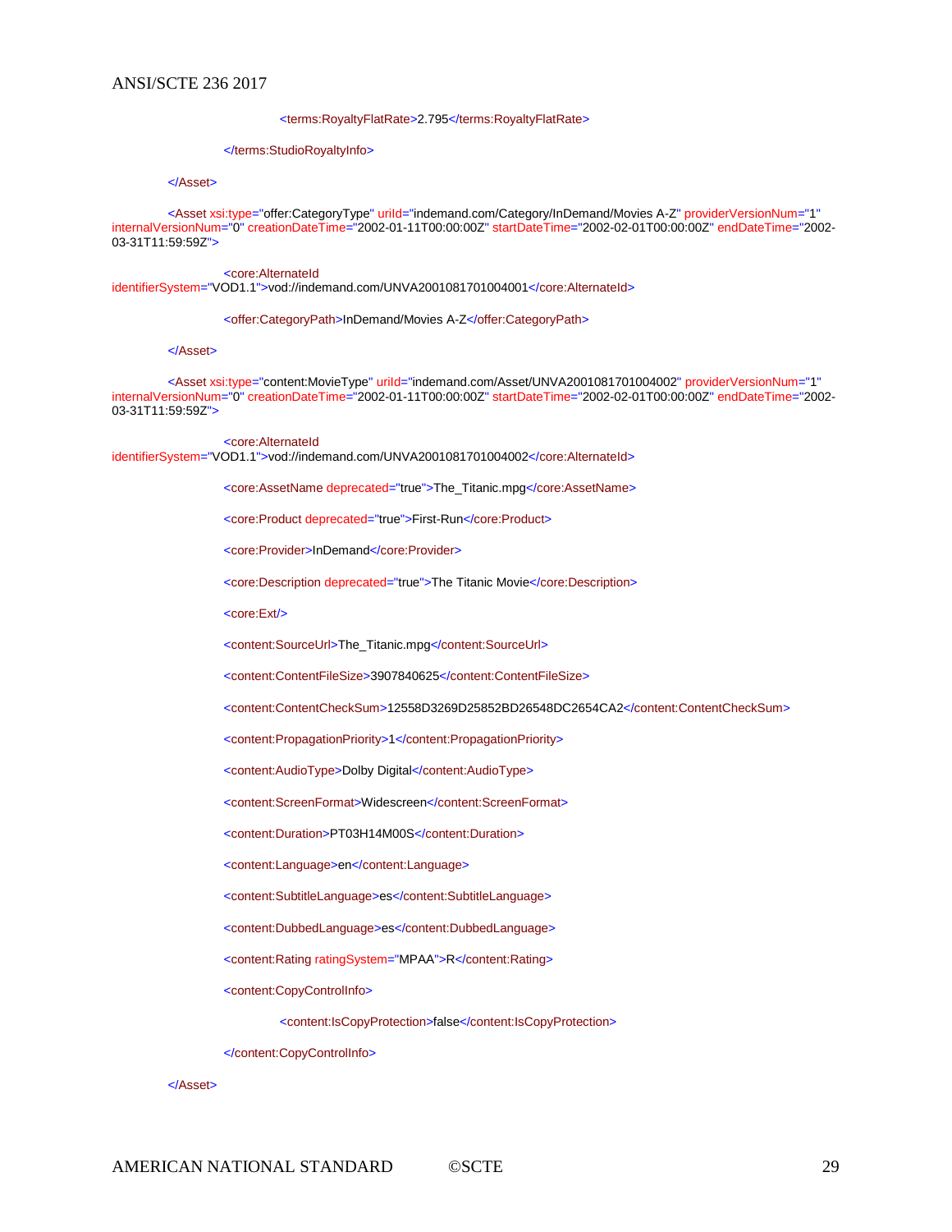```xml
                    <terms:RoyaltyFlatRate>2.795</terms:RoyaltyFlatRate>

                </terms:StudioRoyaltyInfo>

        </Asset>

        <Asset xsi:type="offer:CategoryType" uriId="indemand.com/Category/InDemand/Movies A-Z" providerVersionNum="1" internalVersionNum="0" creationDateTime="2002-01-11T00:00:00Z" startDateTime="2002-02-01T00:00:00Z" endDateTime="2002-03-31T11:59:59Z">

                <core:AlternateId identifierSystem="VOD1.1">vod://indemand.com/UNVA2001081701004001</core:AlternateId>

                <offer:CategoryPath>InDemand/Movies A-Z</offer:CategoryPath>

        </Asset>

        <Asset xsi:type="content:MovieType" uriId="indemand.com/Asset/UNVA2001081701004002" providerVersionNum="1" internalVersionNum="0" creationDateTime="2002-01-11T00:00:00Z" startDateTime="2002-02-01T00:00:00Z" endDateTime="2002-03-31T11:59:59Z">

                <core:AlternateId identifierSystem="VOD1.1">vod://indemand.com/UNVA2001081701004002</core:AlternateId>

                <core:AssetName deprecated="true">The_Titanic.mpg</core:AssetName>

                <core:Product deprecated="true">First-Run</core:Product>

                <core:Provider>InDemand</core:Provider>

                <core:Description deprecated="true">The Titanic Movie</core:Description>

                <core:Ext/>

                <content:SourceUrl>The_Titanic.mpg</content:SourceUrl>

                <content:ContentFileSize>3907840625</content:ContentFileSize>

                <content:ContentCheckSum>12558D3269D25852BD26548DC2654CA2</content:ContentCheckSum>

                <content:PropagationPriority>1</content:PropagationPriority>

                <content:AudioType>Dolby Digital</content:AudioType>

                <content:ScreenFormat>Widescreen</content:ScreenFormat>

                <content:Duration>PT03H14M00S</content:Duration>

                <content:Language>en</content:Language>

                <content:SubtitleLanguage>es</content:SubtitleLanguage>

                <content:DubbedLanguage>es</content:DubbedLanguage>

                <content:Rating ratingSystem="MPAA">R</content:Rating>

                <content:CopyControlInfo>

                    <content:IsCopyProtection>false</content:IsCopyProtection>

                </content:CopyControlInfo>

        </Asset>
```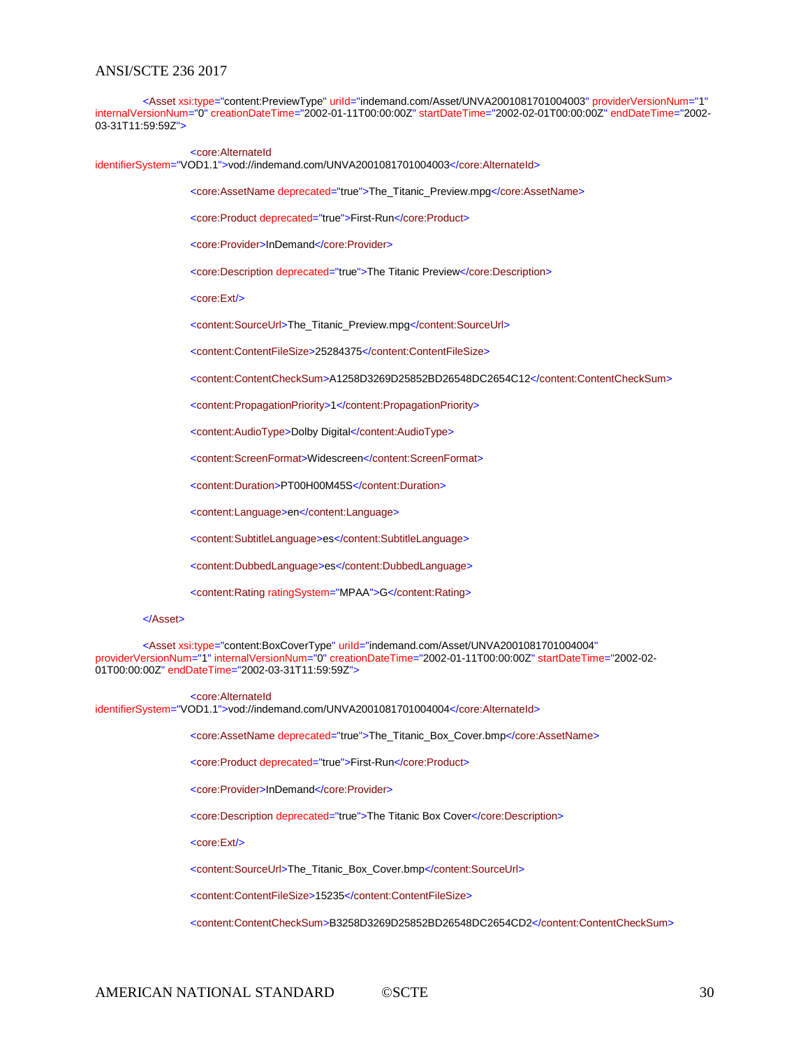```xml
		<Asset xsi:type="content:PreviewType" uriId="indemand.com/Asset/UNVA2001081701004003" providerVersionNum="1" internalVersionNum="0" creationDateTime="2002-01-11T00:00:00Z" startDateTime="2002-02-01T00:00:00Z" endDateTime="2002-03-31T11:59:59Z">

			<core:AlternateId identifierSystem="VOD1.1">vod://indemand.com/UNVA2001081701004003</core:AlternateId>

			<core:AssetName deprecated="true">The_Titanic_Preview.mpg</core:AssetName>

			<core:Product deprecated="true">First-Run</core:Product>

			<core:Provider>InDemand</core:Provider>

			<core:Description deprecated="true">The Titanic Preview</core:Description>

			<core:Ext/>

			<content:SourceUrl>The_Titanic_Preview.mpg</content:SourceUrl>

			<content:ContentFileSize>25284375</content:ContentFileSize>

			<content:ContentCheckSum>A1258D3269D25852BD26548DC2654C12</content:ContentCheckSum>

			<content:PropagationPriority>1</content:PropagationPriority>

			<content:AudioType>Dolby Digital</content:AudioType>

			<content:ScreenFormat>Widescreen</content:ScreenFormat>

			<content:Duration>PT00H00M45S</content:Duration>

			<content:Language>en</content:Language>

			<content:SubtitleLanguage>es</content:SubtitleLanguage>

			<content:DubbedLanguage>es</content:DubbedLanguage>

			<content:Rating ratingSystem="MPAA">G</content:Rating>

		</Asset>

		<Asset xsi:type="content:BoxCoverType" uriId="indemand.com/Asset/UNVA2001081701004004" providerVersionNum="1" internalVersionNum="0" creationDateTime="2002-01-11T00:00:00Z" startDateTime="2002-02-01T00:00:00Z" endDateTime="2002-03-31T11:59:59Z">

			<core:AlternateId identifierSystem="VOD1.1">vod://indemand.com/UNVA2001081701004004</core:AlternateId>

			<core:AssetName deprecated="true">The_Titanic_Box_Cover.bmp</core:AssetName>

			<core:Product deprecated="true">First-Run</core:Product>

			<core:Provider>InDemand</core:Provider>

			<core:Description deprecated="true">The Titanic Box Cover</core:Description>

			<core:Ext/>

			<content:SourceUrl>The_Titanic_Box_Cover.bmp</content:SourceUrl>

			<content:ContentFileSize>15235</content:ContentFileSize>

			<content:ContentCheckSum>B3258D3269D25852BD26548DC2654CD2</content:ContentCheckSum>
```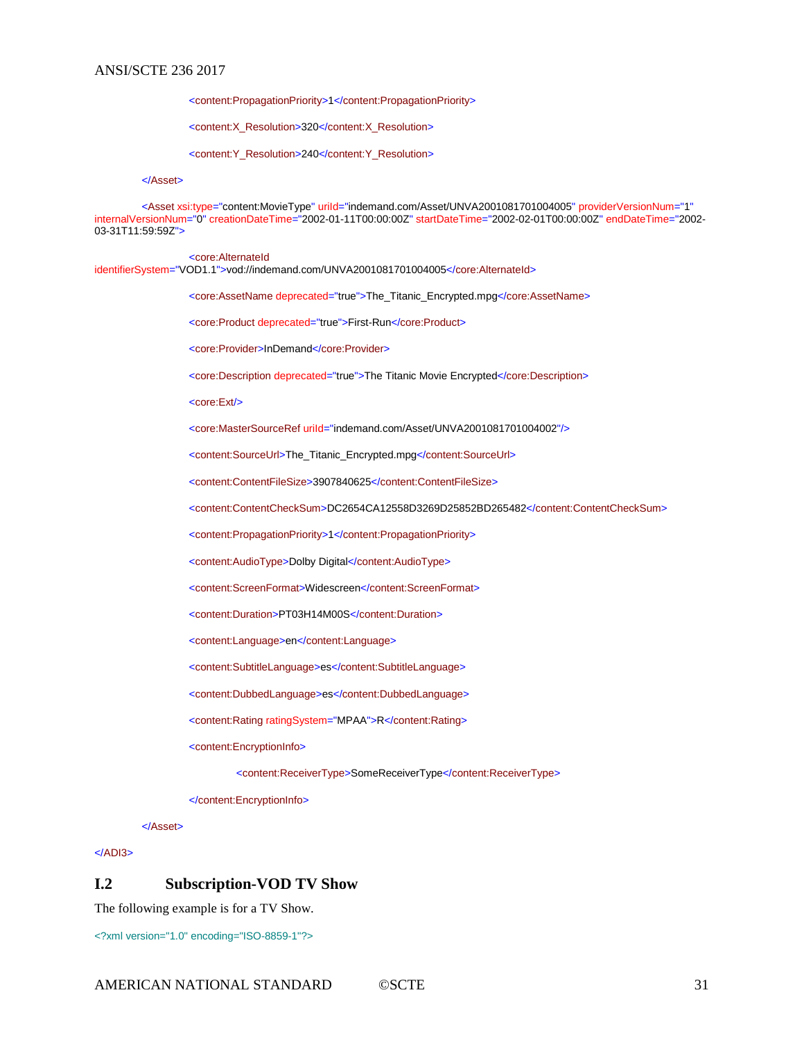```
			<content:PropagationPriority>1</content:PropagationPriority>

			<content:X_Resolution>320</content:X_Resolution>

			<content:Y_Resolution>240</content:Y_Resolution>

		</Asset>

		<Asset xsi:type="content:MovieType" uriId="indemand.com/Asset/UNVA2001081701004005" providerVersionNum="1" internalVersionNum="0" creationDateTime="2002-01-11T00:00:00Z" startDateTime="2002-02-01T00:00:00Z" endDateTime="2002-03-31T11:59:59Z">

			<core:AlternateId identifierSystem="VOD1.1">vod://indemand.com/UNVA2001081701004005</core:AlternateId>

			<core:AssetName deprecated="true">The_Titanic_Encrypted.mpg</core:AssetName>

			<core:Product deprecated="true">First-Run</core:Product>

			<core:Provider>InDemand</core:Provider>

			<core:Description deprecated="true">The Titanic Movie Encrypted</core:Description>

			<core:Ext/>

			<core:MasterSourceRef uriId="indemand.com/Asset/UNVA2001081701004002"/>

			<content:SourceUrl>The_Titanic_Encrypted.mpg</content:SourceUrl>

			<content:ContentFileSize>3907840625</content:ContentFileSize>

			<content:ContentCheckSum>DC2654CA12558D3269D25852BD265482</content:ContentCheckSum>

			<content:PropagationPriority>1</content:PropagationPriority>

			<content:AudioType>Dolby Digital</content:AudioType>

			<content:ScreenFormat>Widescreen</content:ScreenFormat>

			<content:Duration>PT03H14M00S</content:Duration>

			<content:Language>en</content:Language>

			<content:SubtitleLanguage>es</content:SubtitleLanguage>

			<content:DubbedLanguage>es</content:DubbedLanguage>

			<content:Rating ratingSystem="MPAA">R</content:Rating>

			<content:EncryptionInfo>

				<content:ReceiverType>SomeReceiverType</content:ReceiverType>

			</content:EncryptionInfo>

		</Asset>

</ADI3>
```

## I.2 Subscription-VOD TV Show

The following example is for a TV Show.

```
<?xml version="1.0" encoding="ISO-8859-1"?>
```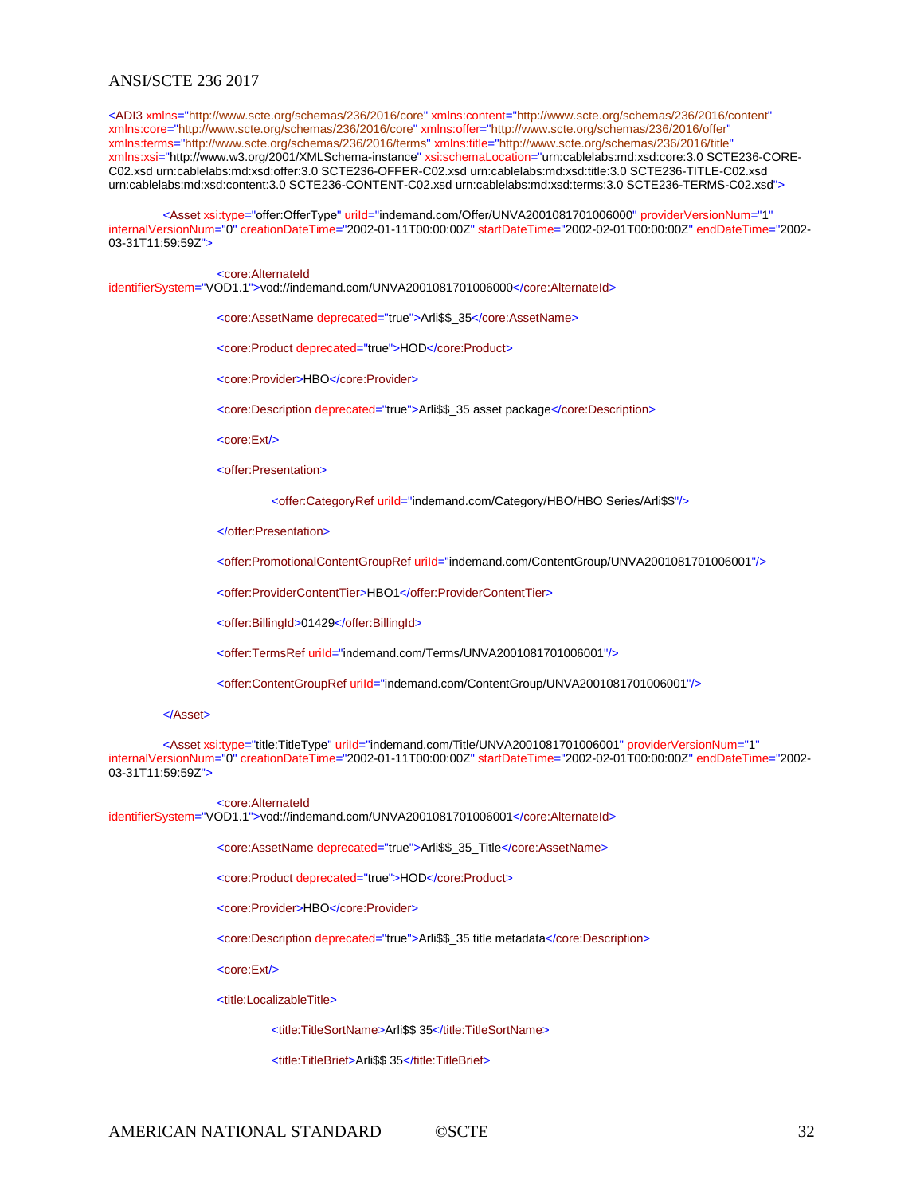```xml
<ADI3 xmlns="http://www.scte.org/schemas/236/2016/core" xmlns:content="http://www.scte.org/schemas/236/2016/content" xmlns:core="http://www.scte.org/schemas/236/2016/core" xmlns:offer="http://www.scte.org/schemas/236/2016/offer" xmlns:terms="http://www.scte.org/schemas/236/2016/terms" xmlns:title="http://www.scte.org/schemas/236/2016/title" xmlns:xsi="http://www.w3.org/2001/XMLSchema-instance" xsi:schemaLocation="urn:cablelabs:md:xsd:core:3.0 SCTE236-CORE-C02.xsd urn:cablelabs:md:xsd:offer:3.0 SCTE236-OFFER-C02.xsd urn:cablelabs:md:xsd:title:3.0 SCTE236-TITLE-C02.xsd urn:cablelabs:md:xsd:content:3.0 SCTE236-CONTENT-C02.xsd urn:cablelabs:md:xsd:terms:3.0 SCTE236-TERMS-C02.xsd">

	<Asset xsi:type="offer:OfferType" uriId="indemand.com/Offer/UNVA2001081701006000" providerVersionNum="1" internalVersionNum="0" creationDateTime="2002-01-11T00:00:00Z" startDateTime="2002-02-01T00:00:00Z" endDateTime="2002-03-31T11:59:59Z">

		<core:AlternateId identifierSystem="VOD1.1">vod://indemand.com/UNVA2001081701006000</core:AlternateId>

		<core:AssetName deprecated="true">Arli$$_35</core:AssetName>

		<core:Product deprecated="true">HOD</core:Product>

		<core:Provider>HBO</core:Provider>

		<core:Description deprecated="true">Arli$$_35 asset package</core:Description>

		<core:Ext/>

		<offer:Presentation>

			<offer:CategoryRef uriId="indemand.com/Category/HBO/HBO Series/Arli$$"/>

		</offer:Presentation>

		<offer:PromotionalContentGroupRef uriId="indemand.com/ContentGroup/UNVA2001081701006001"/>

		<offer:ProviderContentTier>HBO1</offer:ProviderContentTier>

		<offer:BillingId>01429</offer:BillingId>

		<offer:TermsRef uriId="indemand.com/Terms/UNVA2001081701006001"/>

		<offer:ContentGroupRef uriId="indemand.com/ContentGroup/UNVA2001081701006001"/>

	</Asset>

	<Asset xsi:type="title:TitleType" uriId="indemand.com/Title/UNVA2001081701006001" providerVersionNum="1" internalVersionNum="0" creationDateTime="2002-01-11T00:00:00Z" startDateTime="2002-02-01T00:00:00Z" endDateTime="2002-03-31T11:59:59Z">

		<core:AlternateId identifierSystem="VOD1.1">vod://indemand.com/UNVA2001081701006001</core:AlternateId>

		<core:AssetName deprecated="true">Arli$$_35_Title</core:AssetName>

		<core:Product deprecated="true">HOD</core:Product>

		<core:Provider>HBO</core:Provider>

		<core:Description deprecated="true">Arli$$_35 title metadata</core:Description>

		<core:Ext/>

		<title:LocalizableTitle>

			<title:TitleSortName>Arli$$ 35</title:TitleSortName>

			<title:TitleBrief>Arli$$ 35</title:TitleBrief>
```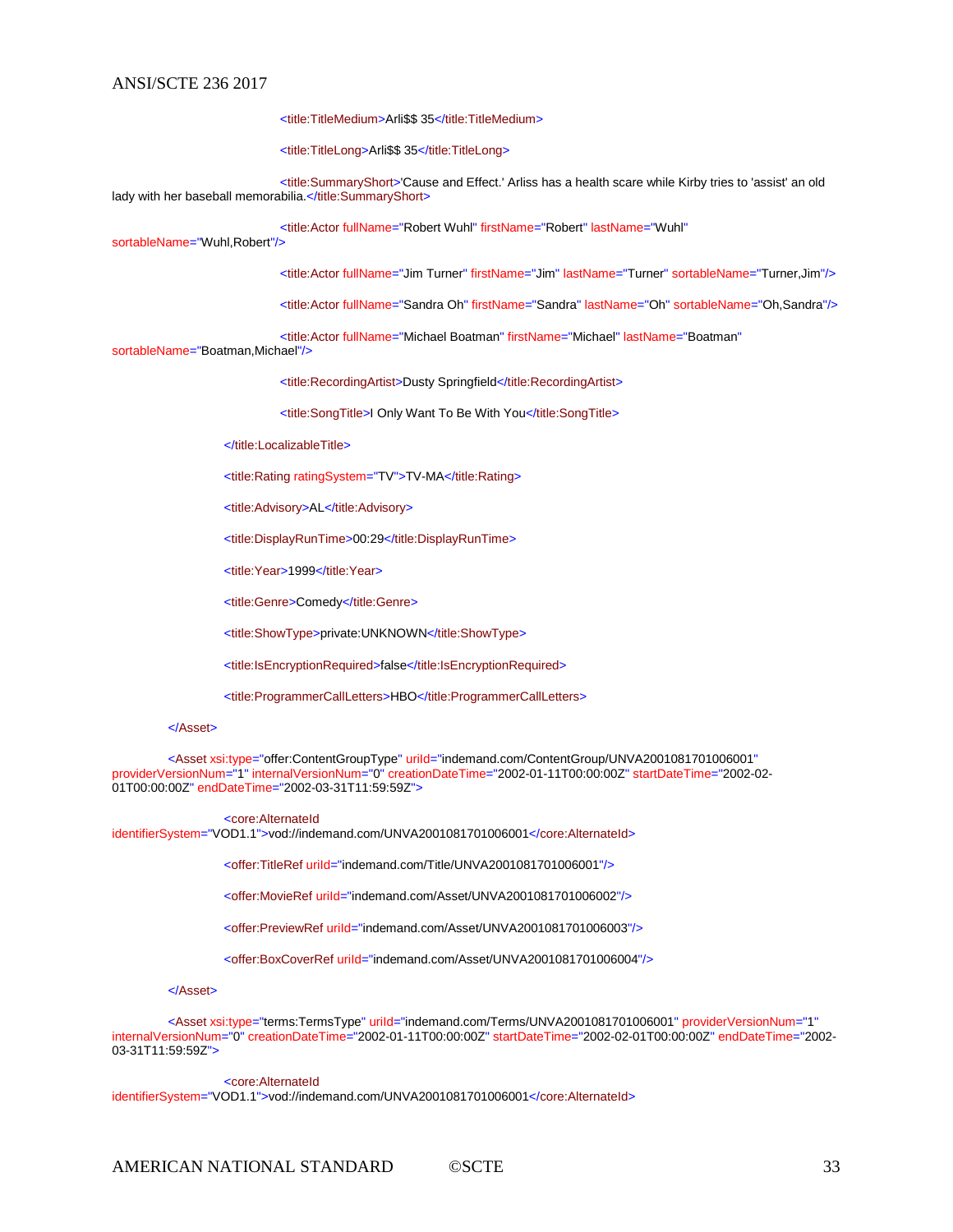```xml
<title:TitleMedium>Arli$$ 35</title:TitleMedium>

<title:TitleLong>Arli$$ 35</title:TitleLong>

<title:SummaryShort>'Cause and Effect.' Arliss has a health scare while Kirby tries to 'assist' an old lady with her baseball memorabilia.</title:SummaryShort>

<title:Actor fullName="Robert Wuhl" firstName="Robert" lastName="Wuhl" sortableName="Wuhl,Robert"/>

<title:Actor fullName="Jim Turner" firstName="Jim" lastName="Turner" sortableName="Turner,Jim"/>

<title:Actor fullName="Sandra Oh" firstName="Sandra" lastName="Oh" sortableName="Oh,Sandra"/>

<title:Actor fullName="Michael Boatman" firstName="Michael" lastName="Boatman" sortableName="Boatman,Michael"/>

<title:RecordingArtist>Dusty Springfield</title:RecordingArtist>

<title:SongTitle>I Only Want To Be With You</title:SongTitle>

</title:LocalizableTitle>

<title:Rating ratingSystem="TV">TV-MA</title:Rating>

<title:Advisory>AL</title:Advisory>

<title:DisplayRunTime>00:29</title:DisplayRunTime>

<title:Year>1999</title:Year>

<title:Genre>Comedy</title:Genre>

<title:ShowType>private:UNKNOWN</title:ShowType>

<title:IsEncryptionRequired>false</title:IsEncryptionRequired>

<title:ProgrammerCallLetters>HBO</title:ProgrammerCallLetters>

</Asset>

<Asset xsi:type="offer:ContentGroupType" uriId="indemand.com/ContentGroup/UNVA2001081701006001" providerVersionNum="1" internalVersionNum="0" creationDateTime="2002-01-11T00:00:00Z" startDateTime="2002-02-01T00:00:00Z" endDateTime="2002-03-31T11:59:59Z">

<core:AlternateId identifierSystem="VOD1.1">vod://indemand.com/UNVA2001081701006001</core:AlternateId>

<offer:TitleRef uriId="indemand.com/Title/UNVA2001081701006001"/>

<offer:MovieRef uriId="indemand.com/Asset/UNVA2001081701006002"/>

<offer:PreviewRef uriId="indemand.com/Asset/UNVA2001081701006003"/>

<offer:BoxCoverRef uriId="indemand.com/Asset/UNVA2001081701006004"/>

</Asset>

<Asset xsi:type="terms:TermsType" uriId="indemand.com/Terms/UNVA2001081701006001" providerVersionNum="1" internalVersionNum="0" creationDateTime="2002-01-11T00:00:00Z" startDateTime="2002-02-01T00:00:00Z" endDateTime="2002-03-31T11:59:59Z">

<core:AlternateId identifierSystem="VOD1.1">vod://indemand.com/UNVA2001081701006001</core:AlternateId>
```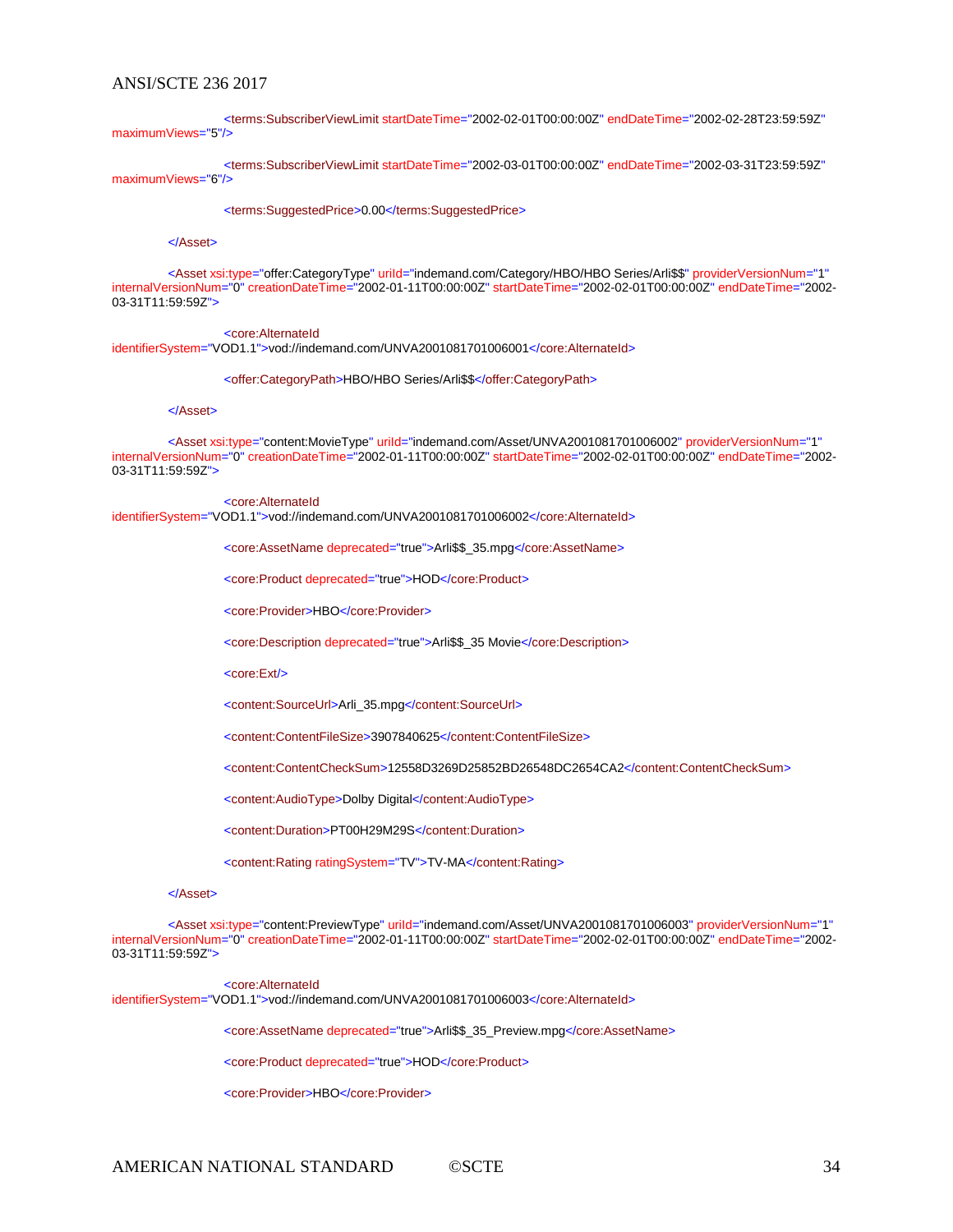```xml
				<terms:SubscriberViewLimit startDateTime="2002-02-01T00:00:00Z" endDateTime="2002-02-28T23:59:59Z" maximumViews="5"/>

				<terms:SubscriberViewLimit startDateTime="2002-03-01T00:00:00Z" endDateTime="2002-03-31T23:59:59Z" maximumViews="6"/>

				<terms:SuggestedPrice>0.00</terms:SuggestedPrice>

		</Asset>

		<Asset xsi:type="offer:CategoryType" uriId="indemand.com/Category/HBO/HBO Series/Arli$$" providerVersionNum="1" internalVersionNum="0" creationDateTime="2002-01-11T00:00:00Z" startDateTime="2002-02-01T00:00:00Z" endDateTime="2002-03-31T11:59:59Z">

				<core:AlternateId identifierSystem="VOD1.1">vod://indemand.com/UNVA2001081701006001</core:AlternateId>

				<offer:CategoryPath>HBO/HBO Series/Arli$$</offer:CategoryPath>

		</Asset>

		<Asset xsi:type="content:MovieType" uriId="indemand.com/Asset/UNVA2001081701006002" providerVersionNum="1" internalVersionNum="0" creationDateTime="2002-01-11T00:00:00Z" startDateTime="2002-02-01T00:00:00Z" endDateTime="2002-03-31T11:59:59Z">

				<core:AlternateId identifierSystem="VOD1.1">vod://indemand.com/UNVA2001081701006002</core:AlternateId>

				<core:AssetName deprecated="true">Arli$$_35.mpg</core:AssetName>

				<core:Product deprecated="true">HOD</core:Product>

				<core:Provider>HBO</core:Provider>

				<core:Description deprecated="true">Arli$$_35 Movie</core:Description>

				<core:Ext/>

				<content:SourceUrl>Arli_35.mpg</content:SourceUrl>

				<content:ContentFileSize>3907840625</content:ContentFileSize>

				<content:ContentCheckSum>12558D3269D25852BD26548DC2654CA2</content:ContentCheckSum>

				<content:AudioType>Dolby Digital</content:AudioType>

				<content:Duration>PT00H29M29S</content:Duration>

				<content:Rating ratingSystem="TV">TV-MA</content:Rating>

		</Asset>

		<Asset xsi:type="content:PreviewType" uriId="indemand.com/Asset/UNVA2001081701006003" providerVersionNum="1" internalVersionNum="0" creationDateTime="2002-01-11T00:00:00Z" startDateTime="2002-02-01T00:00:00Z" endDateTime="2002-03-31T11:59:59Z">

				<core:AlternateId identifierSystem="VOD1.1">vod://indemand.com/UNVA2001081701006003</core:AlternateId>

				<core:AssetName deprecated="true">Arli$$_35_Preview.mpg</core:AssetName>

				<core:Product deprecated="true">HOD</core:Product>

				<core:Provider>HBO</core:Provider>
```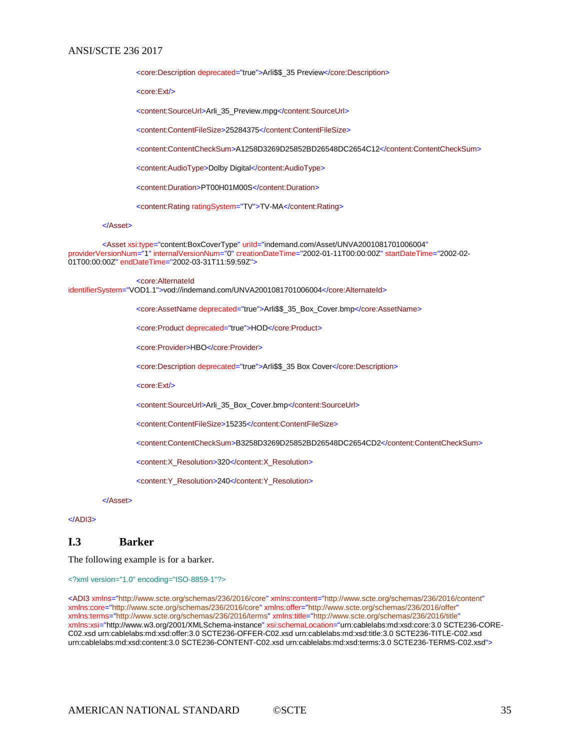```xml
			<core:Description deprecated="true">Arli$$_35 Preview</core:Description>

			<core:Ext/>

			<content:SourceUrl>Arli_35_Preview.mpg</content:SourceUrl>

			<content:ContentFileSize>25284375</content:ContentFileSize>

			<content:ContentCheckSum>A1258D3269D25852BD26548DC2654C12</content:ContentCheckSum>

			<content:AudioType>Dolby Digital</content:AudioType>

			<content:Duration>PT00H01M00S</content:Duration>

			<content:Rating ratingSystem="TV">TV-MA</content:Rating>

		</Asset>

		<Asset xsi:type="content:BoxCoverType" uriId="indemand.com/Asset/UNVA2001081701006004" providerVersionNum="1" internalVersionNum="0" creationDateTime="2002-01-11T00:00:00Z" startDateTime="2002-02-01T00:00:00Z" endDateTime="2002-03-31T11:59:59Z">

			<core:AlternateId identifierSystem="VOD1.1">vod://indemand.com/UNVA2001081701006004</core:AlternateId>

			<core:AssetName deprecated="true">Arli$$_35_Box_Cover.bmp</core:AssetName>

			<core:Product deprecated="true">HOD</core:Product>

			<core:Provider>HBO</core:Provider>

			<core:Description deprecated="true">Arli$$_35 Box Cover</core:Description>

			<core:Ext/>

			<content:SourceUrl>Arli_35_Box_Cover.bmp</content:SourceUrl>

			<content:ContentFileSize>15235</content:ContentFileSize>

			<content:ContentCheckSum>B3258D3269D25852BD26548DC2654CD2</content:ContentCheckSum>

			<content:X_Resolution>320</content:X_Resolution>

			<content:Y_Resolution>240</content:Y_Resolution>

		</Asset>

</ADI3>
```

## I.3 Barker

The following example is for a barker.

```xml
<?xml version="1.0" encoding="ISO-8859-1"?>

<ADI3 xmlns="http://www.scte.org/schemas/236/2016/core" xmlns:content="http://www.scte.org/schemas/236/2016/content" xmlns:core="http://www.scte.org/schemas/236/2016/core" xmlns:offer="http://www.scte.org/schemas/236/2016/offer" xmlns:terms="http://www.scte.org/schemas/236/2016/terms" xmlns:title="http://www.scte.org/schemas/236/2016/title" xmlns:xsi="http://www.w3.org/2001/XMLSchema-instance" xsi:schemaLocation="urn:cablelabs:md:xsd:core:3.0 SCTE236-CORE-C02.xsd urn:cablelabs:md:xsd:offer:3.0 SCTE236-OFFER-C02.xsd urn:cablelabs:md:xsd:title:3.0 SCTE236-TITLE-C02.xsd urn:cablelabs:md:xsd:content:3.0 SCTE236-CONTENT-C02.xsd urn:cablelabs:md:xsd:terms:3.0 SCTE236-TERMS-C02.xsd">
```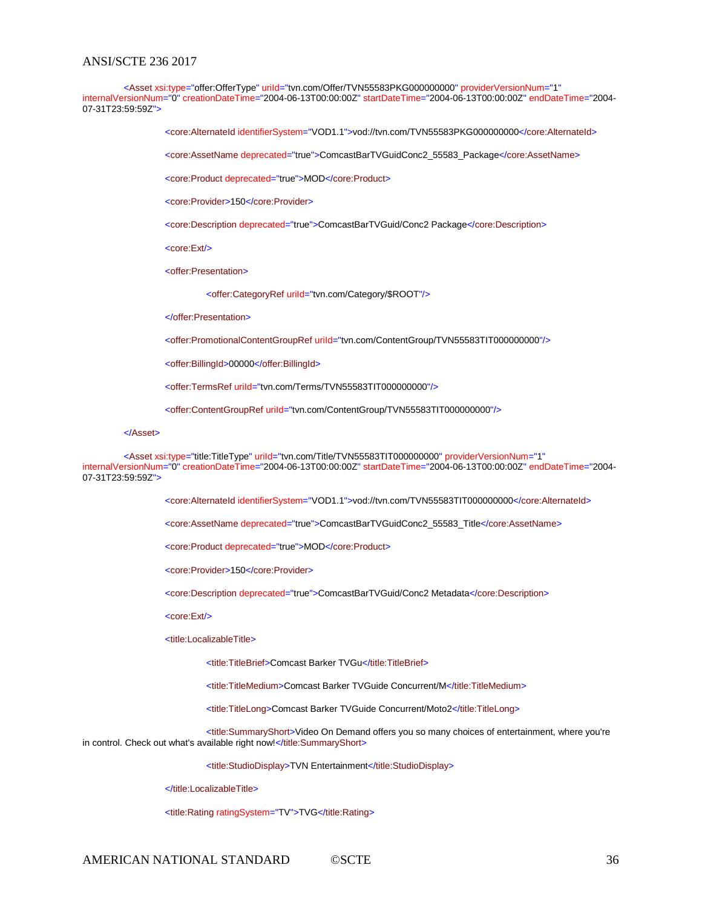```
<Asset xsi:type="offer:OfferType" uriId="tvn.com/Offer/TVN55583PKG000000000" providerVersionNum="1" internalVersionNum="0" creationDateTime="2004-06-13T00:00:00Z" startDateTime="2004-06-13T00:00:00Z" endDateTime="2004-07-31T23:59:59Z">

        <core:AlternateId identifierSystem="VOD1.1">vod://tvn.com/TVN55583PKG000000000</core:AlternateId>

        <core:AssetName deprecated="true">ComcastBarTVGuidConc2_55583_Package</core:AssetName>

        <core:Product deprecated="true">MOD</core:Product>

        <core:Provider>150</core:Provider>

        <core:Description deprecated="true">ComcastBarTVGuid/Conc2 Package</core:Description>

        <core:Ext/>

        <offer:Presentation>

                <offer:CategoryRef uriId="tvn.com/Category/$ROOT"/>

        </offer:Presentation>

        <offer:PromotionalContentGroupRef uriId="tvn.com/ContentGroup/TVN55583TIT000000000"/>

        <offer:BillingId>00000</offer:BillingId>

        <offer:TermsRef uriId="tvn.com/Terms/TVN55583TIT000000000"/>

        <offer:ContentGroupRef uriId="tvn.com/ContentGroup/TVN55583TIT000000000"/>

</Asset>

<Asset xsi:type="title:TitleType" uriId="tvn.com/Title/TVN55583TIT000000000" providerVersionNum="1" internalVersionNum="0" creationDateTime="2004-06-13T00:00:00Z" startDateTime="2004-06-13T00:00:00Z" endDateTime="2004-07-31T23:59:59Z">

        <core:AlternateId identifierSystem="VOD1.1">vod://tvn.com/TVN55583TIT000000000</core:AlternateId>

        <core:AssetName deprecated="true">ComcastBarTVGuidConc2_55583_Title</core:AssetName>

        <core:Product deprecated="true">MOD</core:Product>

        <core:Provider>150</core:Provider>

        <core:Description deprecated="true">ComcastBarTVGuid/Conc2 Metadata</core:Description>

        <core:Ext/>

        <title:LocalizableTitle>

                <title:TitleBrief>Comcast Barker TVGu</title:TitleBrief>

                <title:TitleMedium>Comcast Barker TVGuide Concurrent/M</title:TitleMedium>

                <title:TitleLong>Comcast Barker TVGuide Concurrent/Moto2</title:TitleLong>

                <title:SummaryShort>Video On Demand offers you so many choices of entertainment, where you're in control. Check out what's available right now!</title:SummaryShort>

                <title:StudioDisplay>TVN Entertainment</title:StudioDisplay>

        </title:LocalizableTitle>

        <title:Rating ratingSystem="TV">TVG</title:Rating>
```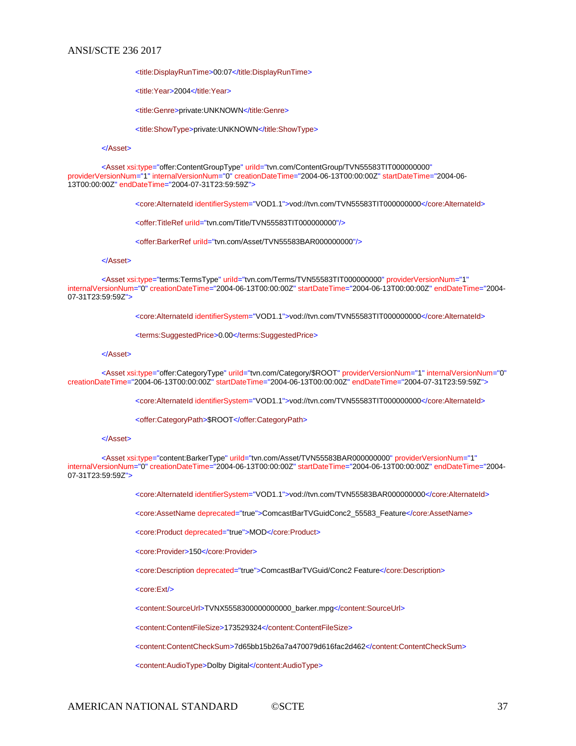```xml
            <title:DisplayRunTime>00:07</title:DisplayRunTime>

            <title:Year>2004</title:Year>

            <title:Genre>private:UNKNOWN</title:Genre>

            <title:ShowType>private:UNKNOWN</title:ShowType>

    </Asset>

    <Asset xsi:type="offer:ContentGroupType" uriId="tvn.com/ContentGroup/TVN55583TIT000000000" providerVersionNum="1" internalVersionNum="0" creationDateTime="2004-06-13T00:00:00Z" startDateTime="2004-06-13T00:00:00Z" endDateTime="2004-07-31T23:59:59Z">

            <core:AlternateId identifierSystem="VOD1.1">vod://tvn.com/TVN55583TIT000000000</core:AlternateId>

            <offer:TitleRef uriId="tvn.com/Title/TVN55583TIT000000000"/>

            <offer:BarkerRef uriId="tvn.com/Asset/TVN55583BAR000000000"/>

    </Asset>

    <Asset xsi:type="terms:TermsType" uriId="tvn.com/Terms/TVN55583TIT000000000" providerVersionNum="1" internalVersionNum="0" creationDateTime="2004-06-13T00:00:00Z" startDateTime="2004-06-13T00:00:00Z" endDateTime="2004-07-31T23:59:59Z">

            <core:AlternateId identifierSystem="VOD1.1">vod://tvn.com/TVN55583TIT000000000</core:AlternateId>

            <terms:SuggestedPrice>0.00</terms:SuggestedPrice>

    </Asset>

    <Asset xsi:type="offer:CategoryType" uriId="tvn.com/Category/$ROOT" providerVersionNum="1" internalVersionNum="0" creationDateTime="2004-06-13T00:00:00Z" startDateTime="2004-06-13T00:00:00Z" endDateTime="2004-07-31T23:59:59Z">

            <core:AlternateId identifierSystem="VOD1.1">vod://tvn.com/TVN55583TIT000000000</core:AlternateId>

            <offer:CategoryPath>$ROOT</offer:CategoryPath>

    </Asset>

    <Asset xsi:type="content:BarkerType" uriId="tvn.com/Asset/TVN55583BAR000000000" providerVersionNum="1" internalVersionNum="0" creationDateTime="2004-06-13T00:00:00Z" startDateTime="2004-06-13T00:00:00Z" endDateTime="2004-07-31T23:59:59Z">

            <core:AlternateId identifierSystem="VOD1.1">vod://tvn.com/TVN55583BAR000000000</core:AlternateId>

            <core:AssetName deprecated="true">ComcastBarTVGuidConc2_55583_Feature</core:AssetName>

            <core:Product deprecated="true">MOD</core:Product>

            <core:Provider>150</core:Provider>

            <core:Description deprecated="true">ComcastBarTVGuid/Conc2 Feature</core:Description>

            <core:Ext/>

            <content:SourceUrl>TVNX5558300000000000_barker.mpg</content:SourceUrl>

            <content:ContentFileSize>173529324</content:ContentFileSize>

            <content:ContentCheckSum>7d65bb15b26a7a470079d616fac2d462</content:ContentCheckSum>

            <content:AudioType>Dolby Digital</content:AudioType>
```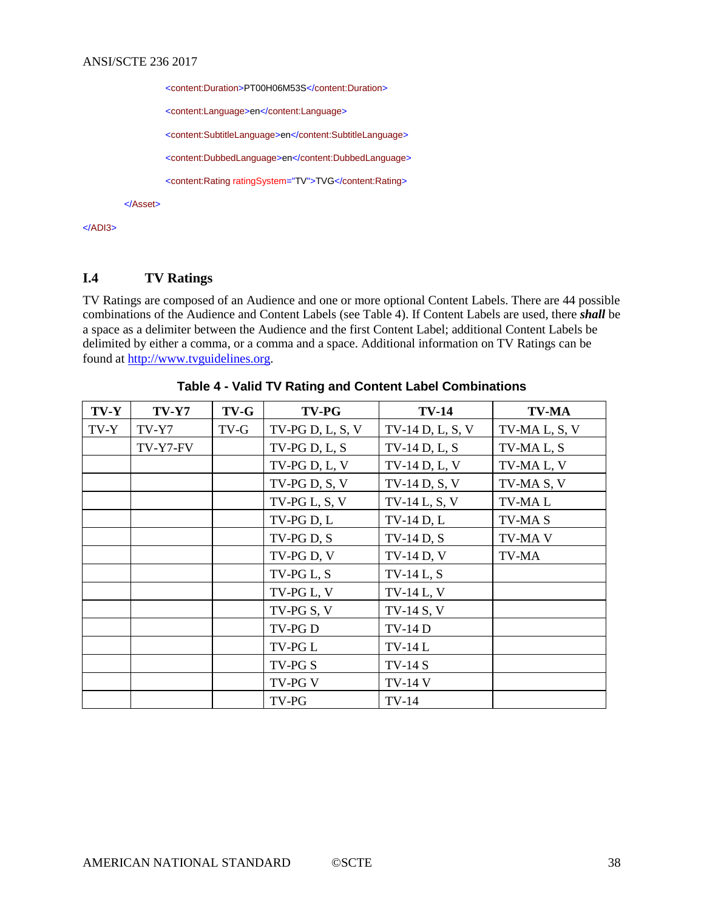```xml
            <content:Duration>PT00H06M53S</content:Duration>
            <content:Language>en</content:Language>
            <content:SubtitleLanguage>en</content:SubtitleLanguage>
            <content:DubbedLanguage>en</content:DubbedLanguage>
            <content:Rating ratingSystem="TV">TVG</content:Rating>
        </Asset>
</ADI3>
```

## I.4 TV Ratings

TV Ratings are composed of an Audience and one or more optional Content Labels. There are 44 possible combinations of the Audience and Content Labels (see Table 4). If Content Labels are used, there ***shall*** be a space as a delimiter between the Audience and the first Content Label; additional Content Labels be delimited by either a comma, or a comma and a space. Additional information on TV Ratings can be found at http://www.tvguidelines.org.

**Table 4 - Valid TV Rating and Content Label Combinations**

| TV-Y | TV-Y7 | TV-G | TV-PG | TV-14 | TV-MA |
|---|---|---|---|---|---|
| TV-Y | TV-Y7 | TV-G | TV-PG D, L, S, V | TV-14 D, L, S, V | TV-MA L, S, V |
| | TV-Y7-FV | | TV-PG D, L, S | TV-14 D, L, S | TV-MA L, S |
| | | | TV-PG D, L, V | TV-14 D, L, V | TV-MA L, V |
| | | | TV-PG D, S, V | TV-14 D, S, V | TV-MA S, V |
| | | | TV-PG L, S, V | TV-14 L, S, V | TV-MA L |
| | | | TV-PG D, L | TV-14 D, L | TV-MA S |
| | | | TV-PG D, S | TV-14 D, S | TV-MA V |
| | | | TV-PG D, V | TV-14 D, V | TV-MA |
| | | | TV-PG L, S | TV-14 L, S | |
| | | | TV-PG L, V | TV-14 L, V | |
| | | | TV-PG S, V | TV-14 S, V | |
| | | | TV-PG D | TV-14 D | |
| | | | TV-PG L | TV-14 L | |
| | | | TV-PG S | TV-14 S | |
| | | | TV-PG V | TV-14 V | |
| | | | TV-PG | TV-14 | |